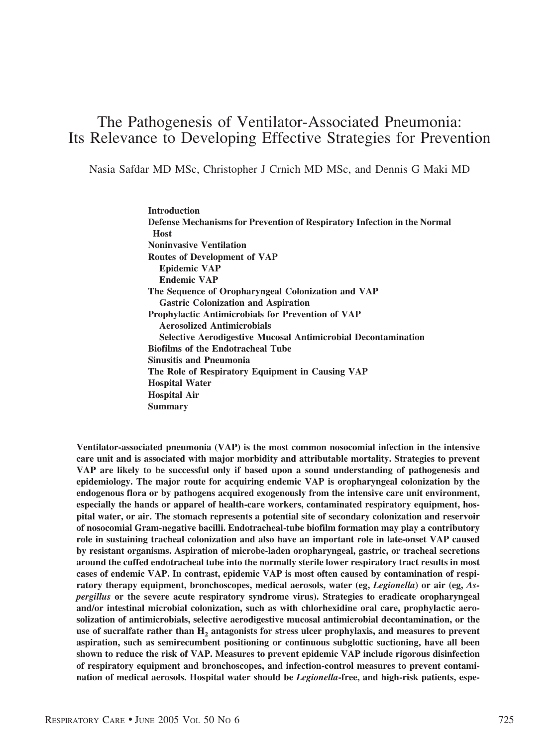# The Pathogenesis of Ventilator-Associated Pneumonia: Its Relevance to Developing Effective Strategies for Prevention

Nasia Safdar MD MSc, Christopher J Crnich MD MSc, and Dennis G Maki MD

**Introduction**
**Defense Mechanisms for Prevention of Respiratory Infection in the Normal Host**
**Noninvasive Ventilation**
**Routes of Development of VAP**
**Epidemic VAP**
**Endemic VAP**
**The Sequence of Oropharyngeal Colonization and VAP**
**Gastric Colonization and Aspiration**
**Prophylactic Antimicrobials for Prevention of VAP**
**Aerosolized Antimicrobials**
**Selective Aerodigestive Mucosal Antimicrobial Decontamination**
**Biofilms of the Endotracheal Tube**
**Sinusitis and Pneumonia**
**The Role of Respiratory Equipment in Causing VAP**
**Hospital Water**
**Hospital Air**
**Summary**

**Ventilator-associated pneumonia (VAP) is the most common nosocomial infection in the intensive care unit and is associated with major morbidity and attributable mortality. Strategies to prevent VAP are likely to be successful only if based upon a sound understanding of pathogenesis and epidemiology. The major route for acquiring endemic VAP is oropharyngeal colonization by the endogenous flora or by pathogens acquired exogenously from the intensive care unit environment, especially the hands or apparel of health-care workers, contaminated respiratory equipment, hospital water, or air. The stomach represents a potential site of secondary colonization and reservoir of nosocomial Gram-negative bacilli. Endotracheal-tube biofilm formation may play a contributory role in sustaining tracheal colonization and also have an important role in late-onset VAP caused by resistant organisms. Aspiration of microbe-laden oropharyngeal, gastric, or tracheal secretions around the cuffed endotracheal tube into the normally sterile lower respiratory tract results in most cases of endemic VAP. In contrast, epidemic VAP is most often caused by contamination of respiratory therapy equipment, bronchoscopes, medical aerosols, water (eg, *Legionella*) or air (eg, *Aspergillus* or the severe acute respiratory syndrome virus). Strategies to eradicate oropharyngeal and/or intestinal microbial colonization, such as with chlorhexidine oral care, prophylactic aerosolization of antimicrobials, selective aerodigestive mucosal antimicrobial decontamination, or the use of sucralfate rather than $H_2$ antagonists for stress ulcer prophylaxis, and measures to prevent aspiration, such as semirecumbent positioning or continuous subglottic suctioning, have all been shown to reduce the risk of VAP. Measures to prevent epidemic VAP include rigorous disinfection of respiratory equipment and bronchoscopes, and infection-control measures to prevent contamination of medical aerosols. Hospital water should be *Legionella*-free, and high-risk patients, espe-**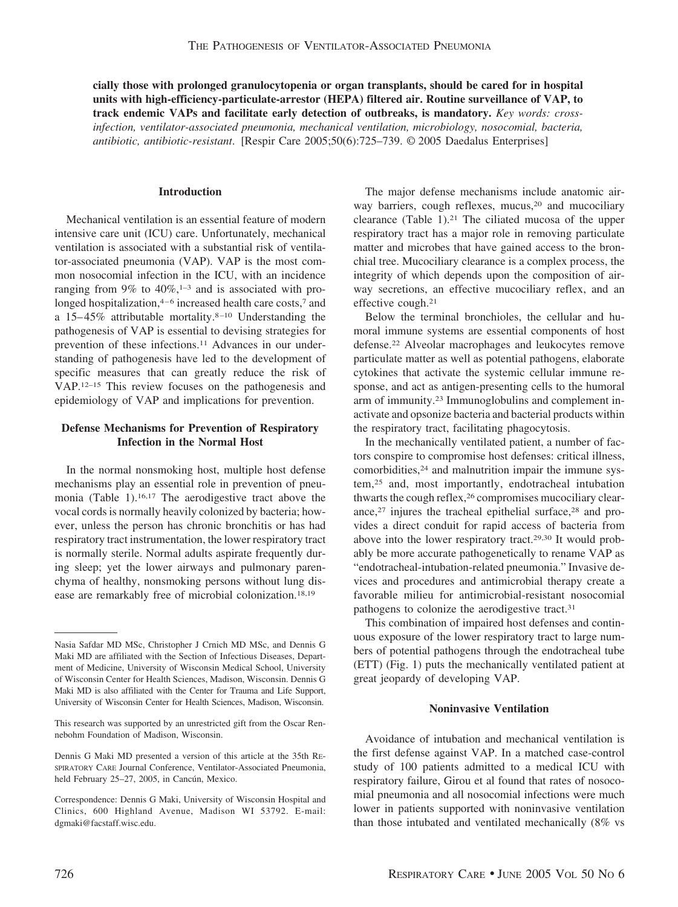**cially those with prolonged granulocytopenia or organ transplants, should be cared for in hospital units with high-efficiency-particulate-arrestor (HEPA) filtered air. Routine surveillance of VAP, to track endemic VAPs and facilitate early detection of outbreaks, is mandatory.** *Key words: cross-infection, ventilator-associated pneumonia, mechanical ventilation, microbiology, nosocomial, bacteria, antibiotic, antibiotic-resistant*. [Respir Care 2005;50(6):725–739. © 2005 Daedalus Enterprises]

## Introduction

Mechanical ventilation is an essential feature of modern intensive care unit (ICU) care. Unfortunately, mechanical ventilation is associated with a substantial risk of ventilator-associated pneumonia (VAP). VAP is the most common nosocomial infection in the ICU, with an incidence ranging from 9% to 40%,[1–3] and is associated with prolonged hospitalization,[4–6] increased health care costs,[7] and a 15–45% attributable mortality.[8–10] Understanding the pathogenesis of VAP is essential to devising strategies for prevention of these infections.[11] Advances in our understanding of pathogenesis have led to the development of specific measures that can greatly reduce the risk of VAP.[12–15] This review focuses on the pathogenesis and epidemiology of VAP and implications for prevention.

## Defense Mechanisms for Prevention of Respiratory Infection in the Normal Host

In the normal nonsmoking host, multiple host defense mechanisms play an essential role in prevention of pneumonia (Table 1).[16,17] The aerodigestive tract above the vocal cords is normally heavily colonized by bacteria; however, unless the person has chronic bronchitis or has had respiratory tract instrumentation, the lower respiratory tract is normally sterile. Normal adults aspirate frequently during sleep; yet the lower airways and pulmonary parenchyma of healthy, nonsmoking persons without lung disease are remarkably free of microbial colonization.[18,19]

The major defense mechanisms include anatomic airway barriers, cough reflexes, mucus,[20] and mucociliary clearance (Table 1).[21] The ciliated mucosa of the upper respiratory tract has a major role in removing particulate matter and microbes that have gained access to the bronchial tree. Mucociliary clearance is a complex process, the integrity of which depends upon the composition of airway secretions, an effective mucociliary reflex, and an effective cough.[21]

Below the terminal bronchioles, the cellular and humoral immune systems are essential components of host defense.[22] Alveolar macrophages and leukocytes remove particulate matter as well as potential pathogens, elaborate cytokines that activate the systemic cellular immune response, and act as antigen-presenting cells to the humoral arm of immunity.[23] Immunoglobulins and complement inactivate and opsonize bacteria and bacterial products within the respiratory tract, facilitating phagocytosis.

In the mechanically ventilated patient, a number of factors conspire to compromise host defenses: critical illness, comorbidities,[24] and malnutrition impair the immune system,[25] and, most importantly, endotracheal intubation thwarts the cough reflex,[26] compromises mucociliary clearance,[27] injures the tracheal epithelial surface,[28] and provides a direct conduit for rapid access of bacteria from above into the lower respiratory tract.[29,30] It would probably be more accurate pathogenetically to rename VAP as "endotracheal-intubation-related pneumonia." Invasive devices and procedures and antimicrobial therapy create a favorable milieu for antimicrobial-resistant nosocomial pathogens to colonize the aerodigestive tract.[31]

This combination of impaired host defenses and continuous exposure of the lower respiratory tract to large numbers of potential pathogens through the endotracheal tube (ETT) (Fig. 1) puts the mechanically ventilated patient at great jeopardy of developing VAP.

## Noninvasive Ventilation

Avoidance of intubation and mechanical ventilation is the first defense against VAP. In a matched case-control study of 100 patients admitted to a medical ICU with respiratory failure, Girou et al found that rates of nosocomial pneumonia and all nosocomial infections were much lower in patients supported with noninvasive ventilation than those intubated and ventilated mechanically (8% vs

---

Nasia Safdar MD MSc, Christopher J Crnich MD MSc, and Dennis G Maki MD are affiliated with the Section of Infectious Diseases, Department of Medicine, University of Wisconsin Medical School, University of Wisconsin Center for Health Sciences, Madison, Wisconsin. Dennis G Maki MD is also affiliated with the Center for Trauma and Life Support, University of Wisconsin Center for Health Sciences, Madison, Wisconsin.

This research was supported by an unrestricted gift from the Oscar Rennebohm Foundation of Madison, Wisconsin.

Dennis G Maki MD presented a version of this article at the 35th Respiratory Care Journal Conference, Ventilator-Associated Pneumonia, held February 25–27, 2005, in Cancún, Mexico.

Correspondence: Dennis G Maki, University of Wisconsin Hospital and Clinics, 600 Highland Avenue, Madison WI 53792. E-mail: dgmaki@facstaff.wisc.edu.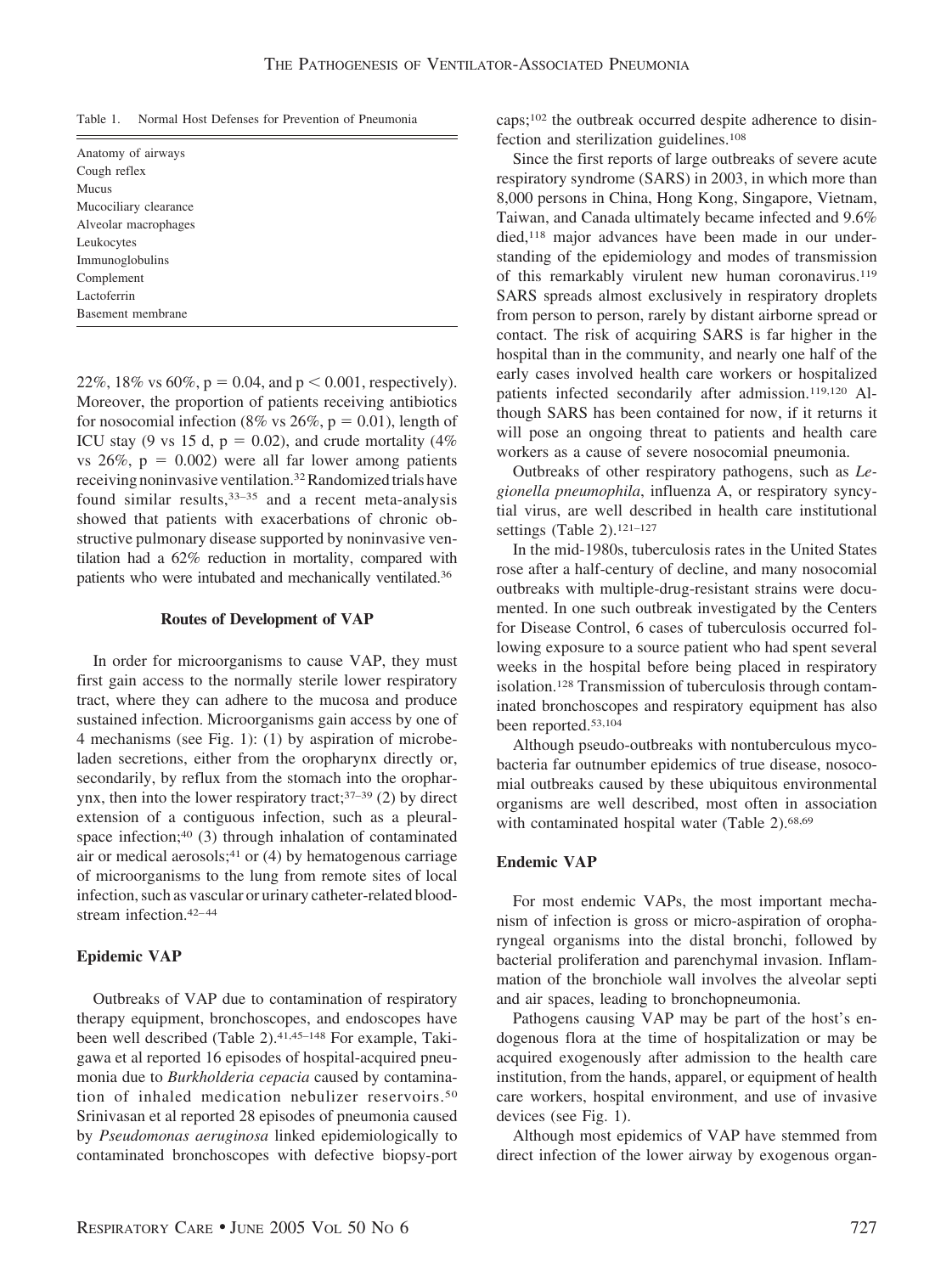Table 1. Normal Host Defenses for Prevention of Pneumonia

| |
|---|
| Anatomy of airways |
| Cough reflex |
| Mucus |
| Mucociliary clearance |
| Alveolar macrophages |
| Leukocytes |
| Immunoglobulins |
| Complement |
| Lactoferrin |
| Basement membrane |

22%, 18% vs 60%, $p = 0.04$, and $p < 0.001$, respectively). Moreover, the proportion of patients receiving antibiotics for nosocomial infection (8% vs 26%, $p = 0.01$), length of ICU stay (9 vs 15 d, $p = 0.02$), and crude mortality (4% vs 26%, $p = 0.002$) were all far lower among patients receiving noninvasive ventilation.[32] Randomized trials have found similar results,[33–35] and a recent meta-analysis showed that patients with exacerbations of chronic obstructive pulmonary disease supported by noninvasive ventilation had a 62% reduction in mortality, compared with patients who were intubated and mechanically ventilated.[36]

### Routes of Development of VAP

In order for microorganisms to cause VAP, they must first gain access to the normally sterile lower respiratory tract, where they can adhere to the mucosa and produce sustained infection. Microorganisms gain access by one of 4 mechanisms (see Fig. 1): (1) by aspiration of microbe-laden secretions, either from the oropharynx directly or, secondarily, by reflux from the stomach into the oropharynx, then into the lower respiratory tract;[37–39] (2) by direct extension of a contiguous infection, such as a pleural-space infection;[40] (3) through inhalation of contaminated air or medical aerosols;[41] or (4) by hematogenous carriage of microorganisms to the lung from remote sites of local infection, such as vascular or urinary catheter-related bloodstream infection.[42–44]

### Epidemic VAP

Outbreaks of VAP due to contamination of respiratory therapy equipment, bronchoscopes, and endoscopes have been well described (Table 2).[41,45–148] For example, Takigawa et al reported 16 episodes of hospital-acquired pneumonia due to *Burkholderia cepacia* caused by contamination of inhaled medication nebulizer reservoirs.[50] Srinivasan et al reported 28 episodes of pneumonia caused by *Pseudomonas aeruginosa* linked epidemiologically to contaminated bronchoscopes with defective biopsy-port caps;[102] the outbreak occurred despite adherence to disinfection and sterilization guidelines.[108]

Since the first reports of large outbreaks of severe acute respiratory syndrome (SARS) in 2003, in which more than 8,000 persons in China, Hong Kong, Singapore, Vietnam, Taiwan, and Canada ultimately became infected and 9.6% died,[118] major advances have been made in our understanding of the epidemiology and modes of transmission of this remarkably virulent new human coronavirus.[119] SARS spreads almost exclusively in respiratory droplets from person to person, rarely by distant airborne spread or contact. The risk of acquiring SARS is far higher in the hospital than in the community, and nearly one half of the early cases involved health care workers or hospitalized patients infected secondarily after admission.[119,120] Although SARS has been contained for now, if it returns it will pose an ongoing threat to patients and health care workers as a cause of severe nosocomial pneumonia.

Outbreaks of other respiratory pathogens, such as *Legionella pneumophila*, influenza A, or respiratory syncytial virus, are well described in health care institutional settings (Table 2).[121–127]

In the mid-1980s, tuberculosis rates in the United States rose after a half-century of decline, and many nosocomial outbreaks with multiple-drug-resistant strains were documented. In one such outbreak investigated by the Centers for Disease Control, 6 cases of tuberculosis occurred following exposure to a source patient who had spent several weeks in the hospital before being placed in respiratory isolation.[128] Transmission of tuberculosis through contaminated bronchoscopes and respiratory equipment has also been reported.[53,104]

Although pseudo-outbreaks with nontuberculous mycobacteria far outnumber epidemics of true disease, nosocomial outbreaks caused by these ubiquitous environmental organisms are well described, most often in association with contaminated hospital water (Table 2).[68,69]

### Endemic VAP

For most endemic VAPs, the most important mechanism of infection is gross or micro-aspiration of oropharyngeal organisms into the distal bronchi, followed by bacterial proliferation and parenchymal invasion. Inflammation of the bronchiole wall involves the alveolar septi and air spaces, leading to bronchopneumonia.

Pathogens causing VAP may be part of the host's endogenous flora at the time of hospitalization or may be acquired exogenously after admission to the health care institution, from the hands, apparel, or equipment of health care workers, hospital environment, and use of invasive devices (see Fig. 1).

Although most epidemics of VAP have stemmed from direct infection of the lower airway by exogenous organ-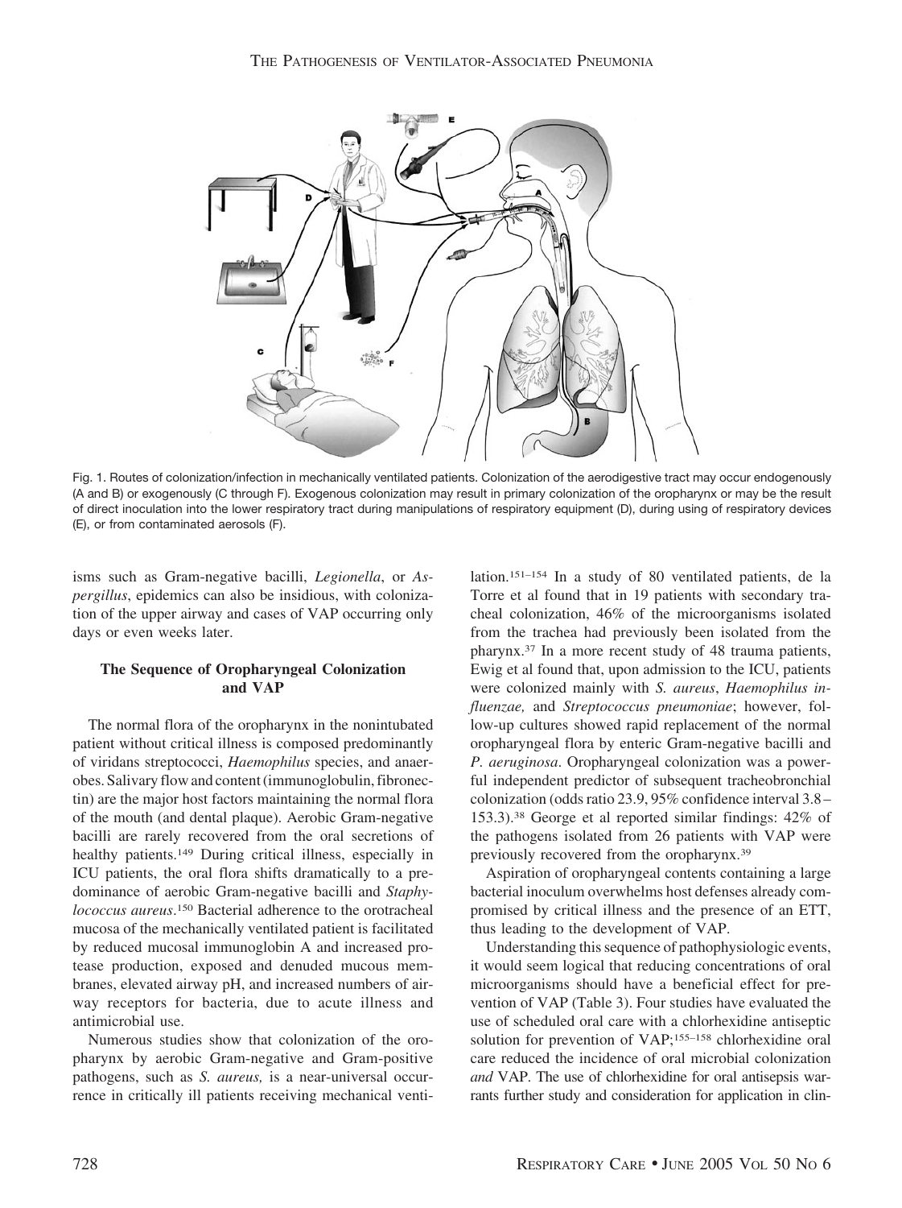Fig. 1. Routes of colonization/infection in mechanically ventilated patients. Colonization of the aerodigestive tract may occur endogenously (A and B) or exogenously (C through F). Exogenous colonization may result in primary colonization of the oropharynx or may be the result of direct inoculation into the lower respiratory tract during manipulations of respiratory equipment (D), during using of respiratory devices (E), or from contaminated aerosols (F).

isms such as Gram-negative bacilli, *Legionella*, or *Aspergillus*, epidemics can also be insidious, with colonization of the upper airway and cases of VAP occurring only days or even weeks later.

### The Sequence of Oropharyngeal Colonization and VAP

The normal flora of the oropharynx in the nonintubated patient without critical illness is composed predominantly of viridans streptococci, *Haemophilus* species, and anaerobes. Salivary flow and content (immunoglobulin, fibronectin) are the major host factors maintaining the normal flora of the mouth (and dental plaque). Aerobic Gram-negative bacilli are rarely recovered from the oral secretions of healthy patients.[149] During critical illness, especially in ICU patients, the oral flora shifts dramatically to a predominance of aerobic Gram-negative bacilli and *Staphylococcus aureus*.[150] Bacterial adherence to the orotracheal mucosa of the mechanically ventilated patient is facilitated by reduced mucosal immunoglobin A and increased protease production, exposed and denuded mucous membranes, elevated airway pH, and increased numbers of airway receptors for bacteria, due to acute illness and antimicrobial use.

Numerous studies show that colonization of the oropharynx by aerobic Gram-negative and Gram-positive pathogens, such as *S. aureus,* is a near-universal occurrence in critically ill patients receiving mechanical ventilation.[151–154] In a study of 80 ventilated patients, de la Torre et al found that in 19 patients with secondary tracheal colonization, 46% of the microorganisms isolated from the trachea had previously been isolated from the pharynx.[37] In a more recent study of 48 trauma patients, Ewig et al found that, upon admission to the ICU, patients were colonized mainly with *S. aureus*, *Haemophilus influenzae,* and *Streptococcus pneumoniae*; however, follow-up cultures showed rapid replacement of the normal oropharyngeal flora by enteric Gram-negative bacilli and *P. aeruginosa*. Oropharyngeal colonization was a powerful independent predictor of subsequent tracheobronchial colonization (odds ratio 23.9, 95% confidence interval 3.8–153.3).[38] George et al reported similar findings: 42% of the pathogens isolated from 26 patients with VAP were previously recovered from the oropharynx.[39]

Aspiration of oropharyngeal contents containing a large bacterial inoculum overwhelms host defenses already compromised by critical illness and the presence of an ETT, thus leading to the development of VAP.

Understanding this sequence of pathophysiologic events, it would seem logical that reducing concentrations of oral microorganisms should have a beneficial effect for prevention of VAP (Table 3). Four studies have evaluated the use of scheduled oral care with a chlorhexidine antiseptic solution for prevention of VAP;[155–158] chlorhexidine oral care reduced the incidence of oral microbial colonization *and* VAP. The use of chlorhexidine for oral antisepsis warrants further study and consideration for application in clin-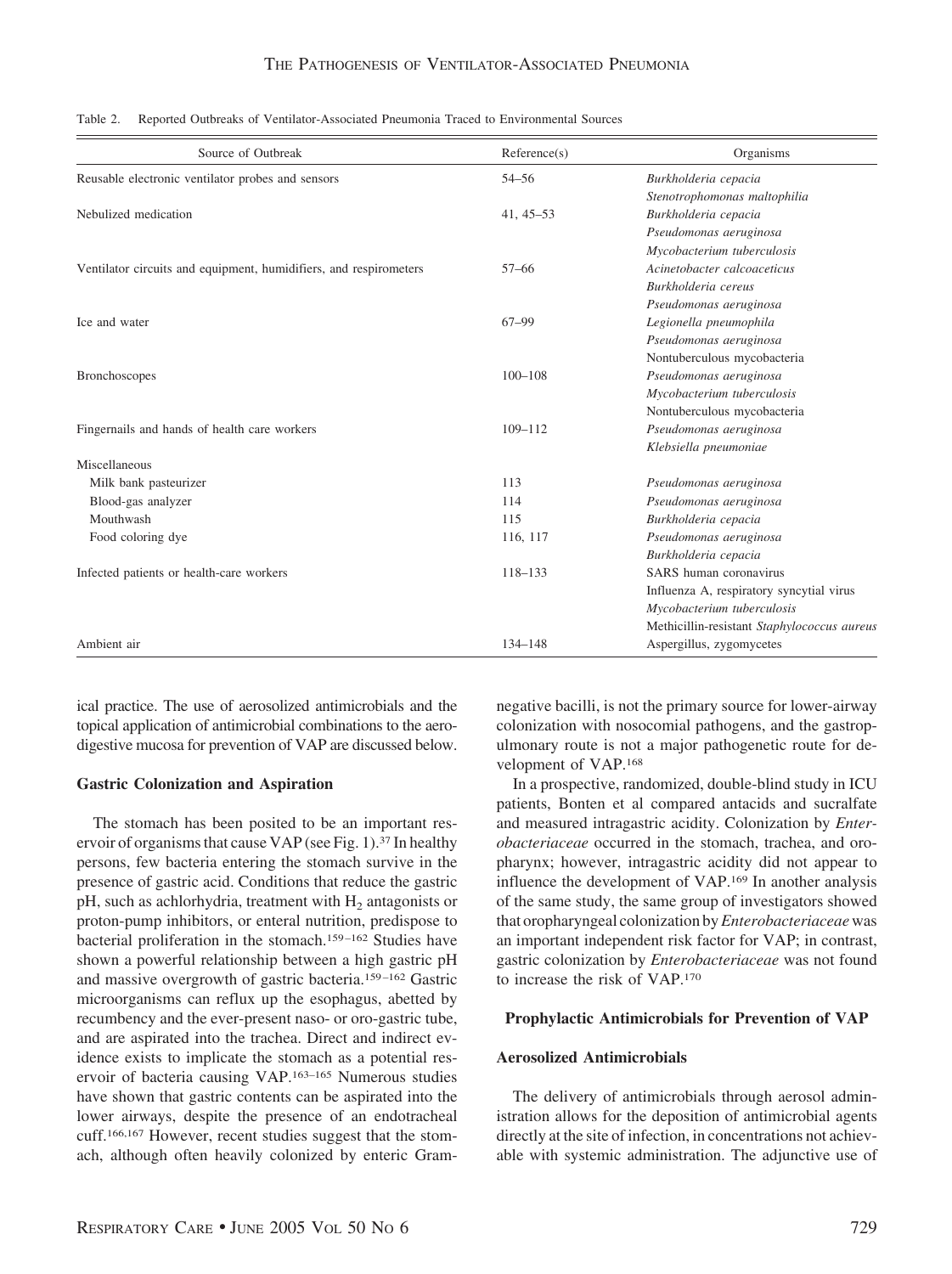Table 2. Reported Outbreaks of Ventilator-Associated Pneumonia Traced to Environmental Sources

| Source of Outbreak | Reference(s) | Organisms |
|---|---|---|
| Reusable electronic ventilator probes and sensors | 54–56 | *Burkholderia cepacia* |
| | | *Stenotrophomonas maltophilia* |
| Nebulized medication | 41, 45–53 | *Burkholderia cepacia* |
| | | *Pseudomonas aeruginosa* |
| | | *Mycobacterium tuberculosis* |
| Ventilator circuits and equipment, humidifiers, and respirometers | 57–66 | *Acinetobacter calcoaceticus* |
| | | *Burkholderia cereus* |
| | | *Pseudomonas aeruginosa* |
| Ice and water | 67–99 | *Legionella pneumophila* |
| | | *Pseudomonas aeruginosa* |
| | | Nontuberculous mycobacteria |
| Bronchoscopes | 100–108 | *Pseudomonas aeruginosa* |
| | | *Mycobacterium tuberculosis* |
| | | Nontuberculous mycobacteria |
| Fingernails and hands of health care workers | 109–112 | *Pseudomonas aeruginosa* |
| | | *Klebsiella pneumoniae* |
| Miscellaneous | | |
| Milk bank pasteurizer | 113 | *Pseudomonas aeruginosa* |
| Blood-gas analyzer | 114 | *Pseudomonas aeruginosa* |
| Mouthwash | 115 | *Burkholderia cepacia* |
| Food coloring dye | 116, 117 | *Pseudomonas aeruginosa* |
| | | *Burkholderia cepacia* |
| Infected patients or health-care workers | 118–133 | SARS human coronavirus |
| | | Influenza A, respiratory syncytial virus |
| | | *Mycobacterium tuberculosis* |
| | | Methicillin-resistant *Staphylococcus aureus* |
| Ambient air | 134–148 | Aspergillus, zygomycetes |

ical practice. The use of aerosolized antimicrobials and the topical application of antimicrobial combinations to the aerodigestive mucosa for prevention of VAP are discussed below.

### Gastric Colonization and Aspiration

The stomach has been posited to be an important reservoir of organisms that cause VAP (see Fig. 1).[37] In healthy persons, few bacteria entering the stomach survive in the presence of gastric acid. Conditions that reduce the gastric pH, such as achlorhydria, treatment with $H_2$ antagonists or proton-pump inhibitors, or enteral nutrition, predispose to bacterial proliferation in the stomach.[159–162] Studies have shown a powerful relationship between a high gastric pH and massive overgrowth of gastric bacteria.[159–162] Gastric microorganisms can reflux up the esophagus, abetted by recumbency and the ever-present naso- or oro-gastric tube, and are aspirated into the trachea. Direct and indirect evidence exists to implicate the stomach as a potential reservoir of bacteria causing VAP.[163–165] Numerous studies have shown that gastric contents can be aspirated into the lower airways, despite the presence of an endotracheal cuff.[166,167] However, recent studies suggest that the stomach, although often heavily colonized by enteric Gram-negative bacilli, is not the primary source for lower-airway colonization with nosocomial pathogens, and the gastropulmonary route is not a major pathogenetic route for development of VAP.[168]

In a prospective, randomized, double-blind study in ICU patients, Bonten et al compared antacids and sucralfate and measured intragastric acidity. Colonization by *Enterobacteriaceae* occurred in the stomach, trachea, and oropharynx; however, intragastric acidity did not appear to influence the development of VAP.[169] In another analysis of the same study, the same group of investigators showed that oropharyngeal colonization by *Enterobacteriaceae* was an important independent risk factor for VAP; in contrast, gastric colonization by *Enterobacteriaceae* was not found to increase the risk of VAP.[170]

### Prophylactic Antimicrobials for Prevention of VAP

### Aerosolized Antimicrobials

The delivery of antimicrobials through aerosol administration allows for the deposition of antimicrobial agents directly at the site of infection, in concentrations not achievable with systemic administration. The adjunctive use of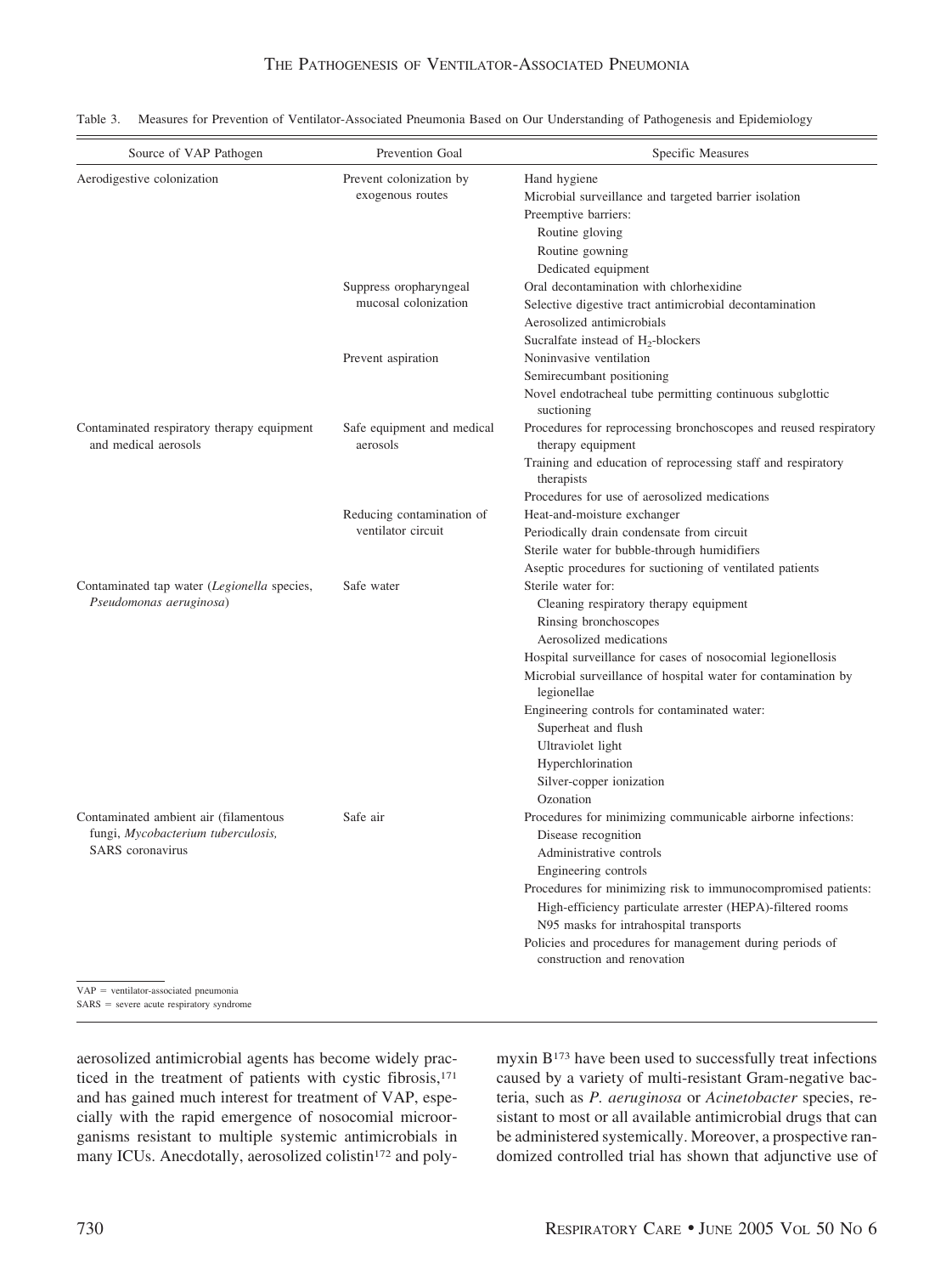Table 3. Measures for Prevention of Ventilator-Associated Pneumonia Based on Our Understanding of Pathogenesis and Epidemiology

| Source of VAP Pathogen | Prevention Goal | Specific Measures |
|---|---|---|
| Aerodigestive colonization | Prevent colonization by exogenous routes | Hand hygiene |
| | | Microbial surveillance and targeted barrier isolation |
| | | Preemptive barriers: |
| | | Routine gloving |
| | | Routine gowning |
| | | Dedicated equipment |
| | Suppress oropharyngeal mucosal colonization | Oral decontamination with chlorhexidine |
| | | Selective digestive tract antimicrobial decontamination |
| | | Aerosolized antimicrobials |
| | | Sucralfate instead of $H_2$-blockers |
| | Prevent aspiration | Noninvasive ventilation |
| | | Semirecumbant positioning |
| | | Novel endotracheal tube permitting continuous subglottic suctioning |
| Contaminated respiratory therapy equipment and medical aerosols | Safe equipment and medical aerosols | Procedures for reprocessing bronchoscopes and reused respiratory therapy equipment |
| | | Training and education of reprocessing staff and respiratory therapists |
| | | Procedures for use of aerosolized medications |
| | Reducing contamination of ventilator circuit | Heat-and-moisture exchanger |
| | | Periodically drain condensate from circuit |
| | | Sterile water for bubble-through humidifiers |
| | | Aseptic procedures for suctioning of ventilated patients |
| Contaminated tap water (*Legionella* species, *Pseudomonas aeruginosa*) | Safe water | Sterile water for: |
| | | Cleaning respiratory therapy equipment |
| | | Rinsing bronchoscopes |
| | | Aerosolized medications |
| | | Hospital surveillance for cases of nosocomial legionellosis |
| | | Microbial surveillance of hospital water for contamination by legionellae |
| | | Engineering controls for contaminated water: |
| | | Superheat and flush |
| | | Ultraviolet light |
| | | Hyperchlorination |
| | | Silver-copper ionization |
| | | Ozonation |
| Contaminated ambient air (filamentous fungi, *Mycobacterium tuberculosis,* SARS coronavirus | Safe air | Procedures for minimizing communicable airborne infections: |
| | | Disease recognition |
| | | Administrative controls |
| | | Engineering controls |
| | | Procedures for minimizing risk to immunocompromised patients: |
| | | High-efficiency particulate arrester (HEPA)-filtered rooms |
| | | N95 masks for intrahospital transports |
| | | Policies and procedures for management during periods of construction and renovation |

VAP = ventilator-associated pneumonia
SARS = severe acute respiratory syndrome

aerosolized antimicrobial agents has become widely practiced in the treatment of patients with cystic fibrosis,[171] and has gained much interest for treatment of VAP, especially with the rapid emergence of nosocomial microorganisms resistant to multiple systemic antimicrobials in many ICUs. Anecdotally, aerosolized colistin[172] and polymyxin B[173] have been used to successfully treat infections caused by a variety of multi-resistant Gram-negative bacteria, such as *P. aeruginosa* or *Acinetobacter* species, resistant to most or all available antimicrobial drugs that can be administered systemically. Moreover, a prospective randomized controlled trial has shown that adjunctive use of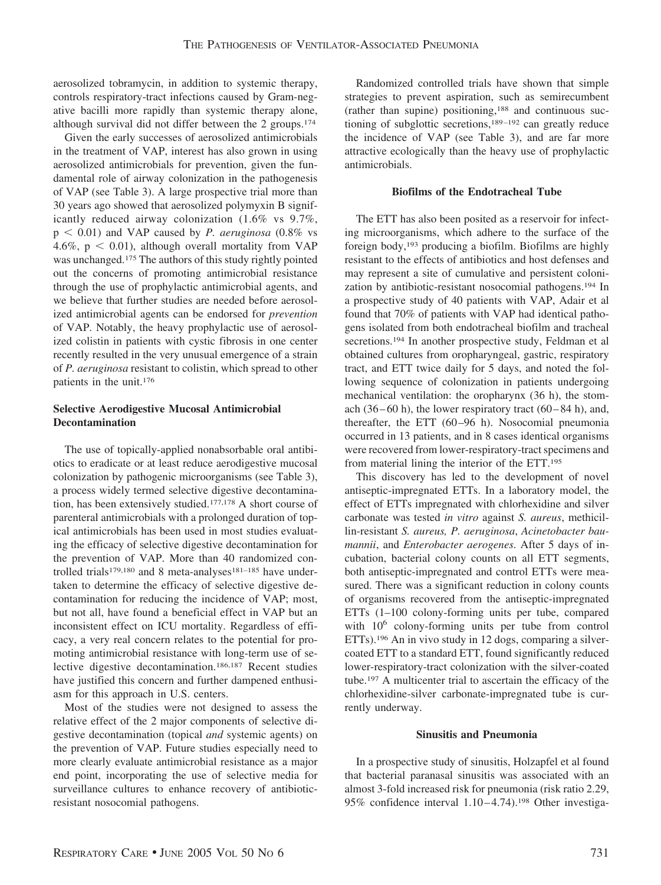aerosolized tobramycin, in addition to systemic therapy, controls respiratory-tract infections caused by Gram-negative bacilli more rapidly than systemic therapy alone, although survival did not differ between the 2 groups.[174]

Given the early successes of aerosolized antimicrobials in the treatment of VAP, interest has also grown in using aerosolized antimicrobials for prevention, given the fundamental role of airway colonization in the pathogenesis of VAP (see Table 3). A large prospective trial more than 30 years ago showed that aerosolized polymyxin B significantly reduced airway colonization (1.6% vs 9.7%, $p < 0.01$) and VAP caused by *P. aeruginosa* (0.8% vs 4.6%, $p < 0.01$), although overall mortality from VAP was unchanged.[175] The authors of this study rightly pointed out the concerns of promoting antimicrobial resistance through the use of prophylactic antimicrobial agents, and we believe that further studies are needed before aerosolized antimicrobial agents can be endorsed for *prevention* of VAP. Notably, the heavy prophylactic use of aerosolized colistin in patients with cystic fibrosis in one center recently resulted in the very unusual emergence of a strain of *P. aeruginosa* resistant to colistin, which spread to other patients in the unit.[176]

### Selective Aerodigestive Mucosal Antimicrobial Decontamination

The use of topically-applied nonabsorbable oral antibiotics to eradicate or at least reduce aerodigestive mucosal colonization by pathogenic microorganisms (see Table 3), a process widely termed selective digestive decontamination, has been extensively studied.[177,178] A short course of parenteral antimicrobials with a prolonged duration of topical antimicrobials has been used in most studies evaluating the efficacy of selective digestive decontamination for the prevention of VAP. More than 40 randomized controlled trials[179,180] and 8 meta-analyses[181–185] have undertaken to determine the efficacy of selective digestive decontamination for reducing the incidence of VAP; most, but not all, have found a beneficial effect in VAP but an inconsistent effect on ICU mortality. Regardless of efficacy, a very real concern relates to the potential for promoting antimicrobial resistance with long-term use of selective digestive decontamination.[186,187] Recent studies have justified this concern and further dampened enthusiasm for this approach in U.S. centers.

Most of the studies were not designed to assess the relative effect of the 2 major components of selective digestive decontamination (topical *and* systemic agents) on the prevention of VAP. Future studies especially need to more clearly evaluate antimicrobial resistance as a major end point, incorporating the use of selective media for surveillance cultures to enhance recovery of antibiotic-resistant nosocomial pathogens.

Randomized controlled trials have shown that simple strategies to prevent aspiration, such as semirecumbent (rather than supine) positioning,[188] and continuous suctioning of subglottic secretions,[189–192] can greatly reduce the incidence of VAP (see Table 3), and are far more attractive ecologically than the heavy use of prophylactic antimicrobials.

### Biofilms of the Endotracheal Tube

The ETT has also been posited as a reservoir for infecting microorganisms, which adhere to the surface of the foreign body,[193] producing a biofilm. Biofilms are highly resistant to the effects of antibiotics and host defenses and may represent a site of cumulative and persistent colonization by antibiotic-resistant nosocomial pathogens.[194] In a prospective study of 40 patients with VAP, Adair et al found that 70% of patients with VAP had identical pathogens isolated from both endotracheal biofilm and tracheal secretions.[194] In another prospective study, Feldman et al obtained cultures from oropharyngeal, gastric, respiratory tract, and ETT twice daily for 5 days, and noted the following sequence of colonization in patients undergoing mechanical ventilation: the oropharynx (36 h), the stomach (36–60 h), the lower respiratory tract (60–84 h), and, thereafter, the ETT (60–96 h). Nosocomial pneumonia occurred in 13 patients, and in 8 cases identical organisms were recovered from lower-respiratory-tract specimens and from material lining the interior of the ETT.[195]

This discovery has led to the development of novel antiseptic-impregnated ETTs. In a laboratory model, the effect of ETTs impregnated with chlorhexidine and silver carbonate was tested *in vitro* against *S. aureus*, methicillin-resistant *S. aureus, P. aeruginosa*, *Acinetobacter baumannii*, and *Enterobacter aerogenes*. After 5 days of incubation, bacterial colony counts on all ETT segments, both antiseptic-impregnated and control ETTs were measured. There was a significant reduction in colony counts of organisms recovered from the antiseptic-impregnated ETTs (1–100 colony-forming units per tube, compared with $10^6$ colony-forming units per tube from control ETTs).[196] An in vivo study in 12 dogs, comparing a silver-coated ETT to a standard ETT, found significantly reduced lower-respiratory-tract colonization with the silver-coated tube.[197] A multicenter trial to ascertain the efficacy of the chlorhexidine-silver carbonate-impregnated tube is currently underway.

### Sinusitis and Pneumonia

In a prospective study of sinusitis, Holzapfel et al found that bacterial paranasal sinusitis was associated with an almost 3-fold increased risk for pneumonia (risk ratio 2.29, 95% confidence interval 1.10–4.74).[198] Other investiga-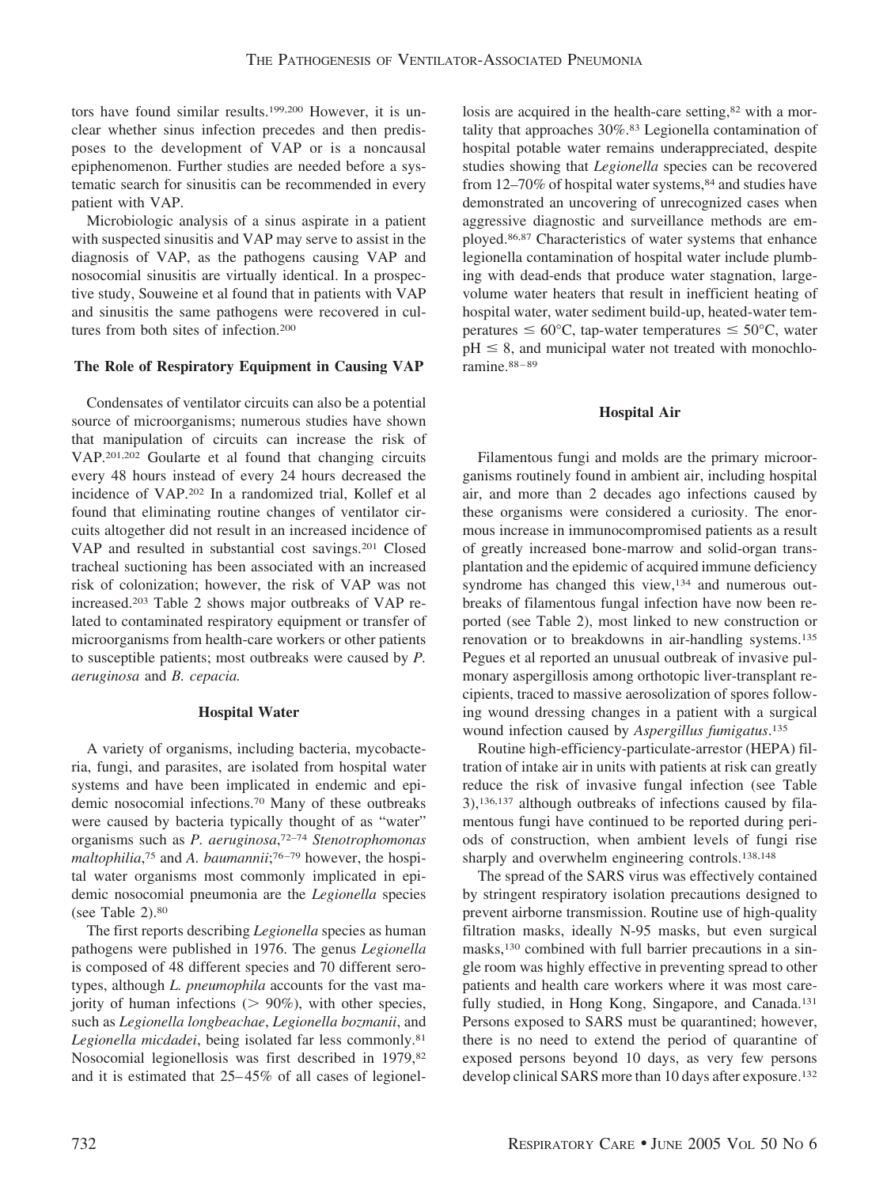tors have found similar results.[199,200] However, it is unclear whether sinus infection precedes and then predisposes to the development of VAP or is a noncausal epiphenomenon. Further studies are needed before a systematic search for sinusitis can be recommended in every patient with VAP.

Microbiologic analysis of a sinus aspirate in a patient with suspected sinusitis and VAP may serve to assist in the diagnosis of VAP, as the pathogens causing VAP and nosocomial sinusitis are virtually identical. In a prospective study, Souweine et al found that in patients with VAP and sinusitis the same pathogens were recovered in cultures from both sites of infection.[200]

### The Role of Respiratory Equipment in Causing VAP

Condensates of ventilator circuits can also be a potential source of microorganisms; numerous studies have shown that manipulation of circuits can increase the risk of VAP.[201,202] Goularte et al found that changing circuits every 48 hours instead of every 24 hours decreased the incidence of VAP.[202] In a randomized trial, Kollef et al found that eliminating routine changes of ventilator circuits altogether did not result in an increased incidence of VAP and resulted in substantial cost savings.[201] Closed tracheal suctioning has been associated with an increased risk of colonization; however, the risk of VAP was not increased.[203] Table 2 shows major outbreaks of VAP related to contaminated respiratory equipment or transfer of microorganisms from health-care workers or other patients to susceptible patients; most outbreaks were caused by *P. aeruginosa* and *B. cepacia.*

### Hospital Water

A variety of organisms, including bacteria, mycobacteria, fungi, and parasites, are isolated from hospital water systems and have been implicated in endemic and epidemic nosocomial infections.[70] Many of these outbreaks were caused by bacteria typically thought of as "water" organisms such as *P. aeruginosa*,[72–74] *Stenotrophomonas maltophilia*,[75] and *A. baumannii*;[76–79] however, the hospital water organisms most commonly implicated in epidemic nosocomial pneumonia are the *Legionella* species (see Table 2).[80]

The first reports describing *Legionella* species as human pathogens were published in 1976. The genus *Legionella* is composed of 48 different species and 70 different serotypes, although *L. pneumophila* accounts for the vast majority of human infections ($> 90\%$), with other species, such as *Legionella longbeachae*, *Legionella bozmanii*, and *Legionella micdadei*, being isolated far less commonly.[81] Nosocomial legionellosis was first described in 1979,[82] and it is estimated that 25–45% of all cases of legionellosis are acquired in the health-care setting,[82] with a mortality that approaches 30%.[83] Legionella contamination of hospital potable water remains underappreciated, despite studies showing that *Legionella* species can be recovered from 12–70% of hospital water systems,[84] and studies have demonstrated an uncovering of unrecognized cases when aggressive diagnostic and surveillance methods are employed.[86,87] Characteristics of water systems that enhance legionella contamination of hospital water include plumbing with dead-ends that produce water stagnation, large-volume water heaters that result in inefficient heating of hospital water, water sediment build-up, heated-water temperatures $\leq 60°C$, tap-water temperatures $\leq 50°C$, water pH $\leq 8$, and municipal water not treated with monochloramine.[88–89]

### Hospital Air

Filamentous fungi and molds are the primary microorganisms routinely found in ambient air, including hospital air, and more than 2 decades ago infections caused by these organisms were considered a curiosity. The enormous increase in immunocompromised patients as a result of greatly increased bone-marrow and solid-organ transplantation and the epidemic of acquired immune deficiency syndrome has changed this view,[134] and numerous outbreaks of filamentous fungal infection have now been reported (see Table 2), most linked to new construction or renovation or to breakdowns in air-handling systems.[135] Pegues et al reported an unusual outbreak of invasive pulmonary aspergillosis among orthotopic liver-transplant recipients, traced to massive aerosolization of spores following wound dressing changes in a patient with a surgical wound infection caused by *Aspergillus fumigatus*.[135]

Routine high-efficiency-particulate-arrestor (HEPA) filtration of intake air in units with patients at risk can greatly reduce the risk of invasive fungal infection (see Table 3),[136,137] although outbreaks of infections caused by filamentous fungi have continued to be reported during periods of construction, when ambient levels of fungi rise sharply and overwhelm engineering controls.[138,148]

The spread of the SARS virus was effectively contained by stringent respiratory isolation precautions designed to prevent airborne transmission. Routine use of high-quality filtration masks, ideally N-95 masks, but even surgical masks,[130] combined with full barrier precautions in a single room was highly effective in preventing spread to other patients and health care workers where it was most carefully studied, in Hong Kong, Singapore, and Canada.[131] Persons exposed to SARS must be quarantined; however, there is no need to extend the period of quarantine of exposed persons beyond 10 days, as very few persons develop clinical SARS more than 10 days after exposure.[132]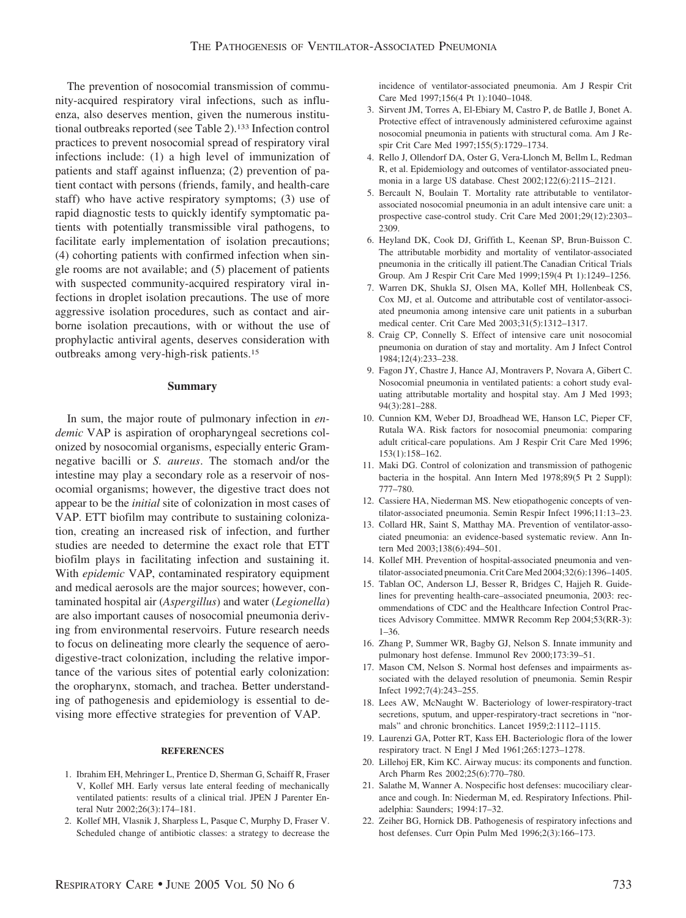The prevention of nosocomial transmission of community-acquired respiratory viral infections, such as influenza, also deserves mention, given the numerous institutional outbreaks reported (see Table 2).[133] Infection control practices to prevent nosocomial spread of respiratory viral infections include: (1) a high level of immunization of patients and staff against influenza; (2) prevention of patient contact with persons (friends, family, and health-care staff) who have active respiratory symptoms; (3) use of rapid diagnostic tests to quickly identify symptomatic patients with potentially transmissible viral pathogens, to facilitate early implementation of isolation precautions; (4) cohorting patients with confirmed infection when single rooms are not available; and (5) placement of patients with suspected community-acquired respiratory viral infections in droplet isolation precautions. The use of more aggressive isolation procedures, such as contact and airborne isolation precautions, with or without the use of prophylactic antiviral agents, deserves consideration with outbreaks among very-high-risk patients.[15]

## Summary

In sum, the major route of pulmonary infection in *endemic* VAP is aspiration of oropharyngeal secretions colonized by nosocomial organisms, especially enteric Gram-negative bacilli or *S. aureus*. The stomach and/or the intestine may play a secondary role as a reservoir of nosocomial organisms; however, the digestive tract does not appear to be the *initial* site of colonization in most cases of VAP. ETT biofilm may contribute to sustaining colonization, creating an increased risk of infection, and further studies are needed to determine the exact role that ETT biofilm plays in facilitating infection and sustaining it. With *epidemic* VAP, contaminated respiratory equipment and medical aerosols are the major sources; however, contaminated hospital air (*Aspergillus*) and water (*Legionella*) are also important causes of nosocomial pneumonia deriving from environmental reservoirs. Future research needs to focus on delineating more clearly the sequence of aerodigestive-tract colonization, including the relative importance of the various sites of potential early colonization: the oropharynx, stomach, and trachea. Better understanding of pathogenesis and epidemiology is essential to devising more effective strategies for prevention of VAP.

### REFERENCES

1. Ibrahim EH, Mehringer L, Prentice D, Sherman G, Schaiff R, Fraser V, Kollef MH. Early versus late enteral feeding of mechanically ventilated patients: results of a clinical trial. JPEN J Parenter Enteral Nutr 2002;26(3):174–181.
2. Kollef MH, Vlasnik J, Sharpless L, Pasque C, Murphy D, Fraser V. Scheduled change of antibiotic classes: a strategy to decrease the incidence of ventilator-associated pneumonia. Am J Respir Crit Care Med 1997;156(4 Pt 1):1040–1048.
3. Sirvent JM, Torres A, El-Ebiary M, Castro P, de Batlle J, Bonet A. Protective effect of intravenously administered cefuroxime against nosocomial pneumonia in patients with structural coma. Am J Respir Crit Care Med 1997;155(5):1729–1734.
4. Rello J, Ollendorf DA, Oster G, Vera-Llonch M, Bellm L, Redman R, et al. Epidemiology and outcomes of ventilator-associated pneumonia in a large US database. Chest 2002;122(6):2115–2121.
5. Bercault N, Boulain T. Mortality rate attributable to ventilator-associated nosocomial pneumonia in an adult intensive care unit: a prospective case-control study. Crit Care Med 2001;29(12):2303–2309.
6. Heyland DK, Cook DJ, Griffith L, Keenan SP, Brun-Buisson C. The attributable morbidity and mortality of ventilator-associated pneumonia in the critically ill patient.The Canadian Critical Trials Group. Am J Respir Crit Care Med 1999;159(4 Pt 1):1249–1256.
7. Warren DK, Shukla SJ, Olsen MA, Kollef MH, Hollenbeak CS, Cox MJ, et al. Outcome and attributable cost of ventilator-associated pneumonia among intensive care unit patients in a suburban medical center. Crit Care Med 2003;31(5):1312–1317.
8. Craig CP, Connelly S. Effect of intensive care unit nosocomial pneumonia on duration of stay and mortality. Am J Infect Control 1984;12(4):233–238.
9. Fagon JY, Chastre J, Hance AJ, Montravers P, Novara A, Gibert C. Nosocomial pneumonia in ventilated patients: a cohort study evaluating attributable mortality and hospital stay. Am J Med 1993; 94(3):281–288.
10. Cunnion KM, Weber DJ, Broadhead WE, Hanson LC, Pieper CF, Rutala WA. Risk factors for nosocomial pneumonia: comparing adult critical-care populations. Am J Respir Crit Care Med 1996; 153(1):158–162.
11. Maki DG. Control of colonization and transmission of pathogenic bacteria in the hospital. Ann Intern Med 1978;89(5 Pt 2 Suppl): 777–780.
12. Cassiere HA, Niederman MS. New etiopathogenic concepts of ventilator-associated pneumonia. Semin Respir Infect 1996;11:13–23.
13. Collard HR, Saint S, Matthay MA. Prevention of ventilator-associated pneumonia: an evidence-based systematic review. Ann Intern Med 2003;138(6):494–501.
14. Kollef MH. Prevention of hospital-associated pneumonia and ventilator-associated pneumonia. Crit Care Med 2004;32(6):1396–1405.
15. Tablan OC, Anderson LJ, Besser R, Bridges C, Hajjeh R. Guidelines for preventing health-care–associated pneumonia, 2003: recommendations of CDC and the Healthcare Infection Control Practices Advisory Committee. MMWR Recomm Rep 2004;53(RR-3): 1–36.
16. Zhang P, Summer WR, Bagby GJ, Nelson S. Innate immunity and pulmonary host defense. Immunol Rev 2000;173:39–51.
17. Mason CM, Nelson S. Normal host defenses and impairments associated with the delayed resolution of pneumonia. Semin Respir Infect 1992;7(4):243–255.
18. Lees AW, McNaught W. Bacteriology of lower-respiratory-tract secretions, sputum, and upper-respiratory-tract secretions in "normals" and chronic bronchitics. Lancet 1959;2:1112–1115.
19. Laurenzi GA, Potter RT, Kass EH. Bacteriologic flora of the lower respiratory tract. N Engl J Med 1961;265:1273–1278.
20. Lillehoj ER, Kim KC. Airway mucus: its components and function. Arch Pharm Res 2002;25(6):770–780.
21. Salathe M, Wanner A. Nospecific host defenses: mucociliary clearance and cough. In: Niederman M, ed. Respiratory Infections. Philadelphia: Saunders; 1994:17–32.
22. Zeiher BG, Hornick DB. Pathogenesis of respiratory infections and host defenses. Curr Opin Pulm Med 1996;2(3):166–173.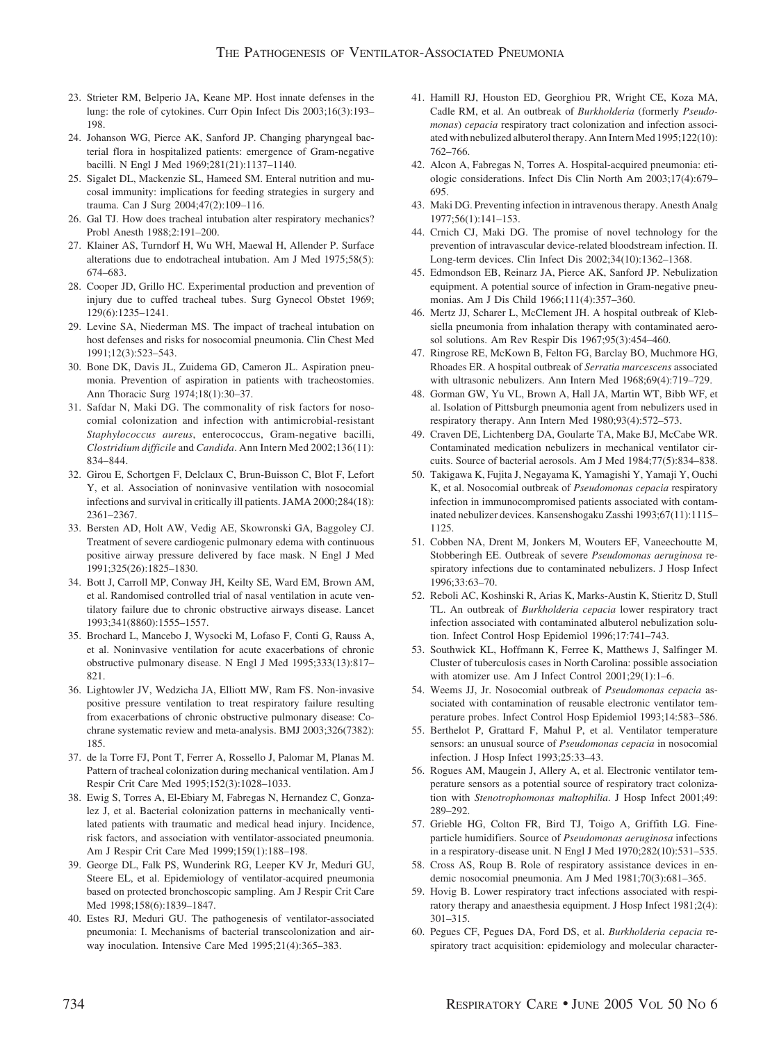23. Strieter RM, Belperio JA, Keane MP. Host innate defenses in the lung: the role of cytokines. Curr Opin Infect Dis 2003;16(3):193–198.
24. Johanson WG, Pierce AK, Sanford JP. Changing pharyngeal bacterial flora in hospitalized patients: emergence of Gram-negative bacilli. N Engl J Med 1969;281(21):1137–1140.
25. Sigalet DL, Mackenzie SL, Hameed SM. Enteral nutrition and mucosal immunity: implications for feeding strategies in surgery and trauma. Can J Surg 2004;47(2):109–116.
26. Gal TJ. How does tracheal intubation alter respiratory mechanics? Probl Anesth 1988;2:191–200.
27. Klainer AS, Turndorf H, Wu WH, Maewal H, Allender P. Surface alterations due to endotracheal intubation. Am J Med 1975;58(5):674–683.
28. Cooper JD, Grillo HC. Experimental production and prevention of injury due to cuffed tracheal tubes. Surg Gynecol Obstet 1969;129(6):1235–1241.
29. Levine SA, Niederman MS. The impact of tracheal intubation on host defenses and risks for nosocomial pneumonia. Clin Chest Med 1991;12(3):523–543.
30. Bone DK, Davis JL, Zuidema GD, Cameron JL. Aspiration pneumonia. Prevention of aspiration in patients with tracheostomies. Ann Thoracic Surg 1974;18(1):30–37.
31. Safdar N, Maki DG. The commonality of risk factors for nosocomial colonization and infection with antimicrobial-resistant *Staphylococcus aureus*, enterococcus, Gram-negative bacilli, *Clostridium difficile* and *Candida*. Ann Intern Med 2002;136(11):834–844.
32. Girou E, Schortgen F, Delclaux C, Brun-Buisson C, Blot F, Lefort Y, et al. Association of noninvasive ventilation with nosocomial infections and survival in critically ill patients. JAMA 2000;284(18):2361–2367.
33. Bersten AD, Holt AW, Vedig AE, Skowronski GA, Baggoley CJ. Treatment of severe cardiogenic pulmonary edema with continuous positive airway pressure delivered by face mask. N Engl J Med 1991;325(26):1825–1830.
34. Bott J, Carroll MP, Conway JH, Keilty SE, Ward EM, Brown AM, et al. Randomised controlled trial of nasal ventilation in acute ventilatory failure due to chronic obstructive airways disease. Lancet 1993;341(8860):1555–1557.
35. Brochard L, Mancebo J, Wysocki M, Lofaso F, Conti G, Rauss A, et al. Noninvasive ventilation for acute exacerbations of chronic obstructive pulmonary disease. N Engl J Med 1995;333(13):817–821.
36. Lightowler JV, Wedzicha JA, Elliott MW, Ram FS. Non-invasive positive pressure ventilation to treat respiratory failure resulting from exacerbations of chronic obstructive pulmonary disease: Cochrane systematic review and meta-analysis. BMJ 2003;326(7382):185.
37. de la Torre FJ, Pont T, Ferrer A, Rossello J, Palomar M, Planas M. Pattern of tracheal colonization during mechanical ventilation. Am J Respir Crit Care Med 1995;152(3):1028–1033.
38. Ewig S, Torres A, El-Ebiary M, Fabregas N, Hernandez C, Gonzalez J, et al. Bacterial colonization patterns in mechanically ventilated patients with traumatic and medical head injury. Incidence, risk factors, and association with ventilator-associated pneumonia. Am J Respir Crit Care Med 1999;159(1):188–198.
39. George DL, Falk PS, Wunderink RG, Leeper KV Jr, Meduri GU, Steere EL, et al. Epidemiology of ventilator-acquired pneumonia based on protected bronchoscopic sampling. Am J Respir Crit Care Med 1998;158(6):1839–1847.
40. Estes RJ, Meduri GU. The pathogenesis of ventilator-associated pneumonia: I. Mechanisms of bacterial transcolonization and airway inoculation. Intensive Care Med 1995;21(4):365–383.
41. Hamill RJ, Houston ED, Georghiou PR, Wright CE, Koza MA, Cadle RM, et al. An outbreak of *Burkholderia* (formerly *Pseudomonas*) *cepacia* respiratory tract colonization and infection associated with nebulized albuterol therapy. Ann Intern Med 1995;122(10):762–766.
42. Alcon A, Fabregas N, Torres A. Hospital-acquired pneumonia: etiologic considerations. Infect Dis Clin North Am 2003;17(4):679–695.
43. Maki DG. Preventing infection in intravenous therapy. Anesth Analg 1977;56(1):141–153.
44. Crnich CJ, Maki DG. The promise of novel technology for the prevention of intravascular device-related bloodstream infection. II. Long-term devices. Clin Infect Dis 2002;34(10):1362–1368.
45. Edmondson EB, Reinarz JA, Pierce AK, Sanford JP. Nebulization equipment. A potential source of infection in Gram-negative pneumonias. Am J Dis Child 1966;111(4):357–360.
46. Mertz JJ, Scharer L, McClement JH. A hospital outbreak of Klebsiella pneumonia from inhalation therapy with contaminated aerosol solutions. Am Rev Respir Dis 1967;95(3):454–460.
47. Ringrose RE, McKown B, Felton FG, Barclay BO, Muchmore HG, Rhoades ER. A hospital outbreak of *Serratia marcescens* associated with ultrasonic nebulizers. Ann Intern Med 1968;69(4):719–729.
48. Gorman GW, Yu VL, Brown A, Hall JA, Martin WT, Bibb WF, et al. Isolation of Pittsburgh pneumonia agent from nebulizers used in respiratory therapy. Ann Intern Med 1980;93(4):572–573.
49. Craven DE, Lichtenberg DA, Goularte TA, Make BJ, McCabe WR. Contaminated medication nebulizers in mechanical ventilator circuits. Source of bacterial aerosols. Am J Med 1984;77(5):834–838.
50. Takigawa K, Fujita J, Negayama K, Yamagishi Y, Yamaji Y, Ouchi K, et al. Nosocomial outbreak of *Pseudomonas cepacia* respiratory infection in immunocompromised patients associated with contaminated nebulizer devices. Kansenshogaku Zasshi 1993;67(11):1115–1125.
51. Cobben NA, Drent M, Jonkers M, Wouters EF, Vaneechoutte M, Stobberingh EE. Outbreak of severe *Pseudomonas aeruginosa* respiratory infections due to contaminated nebulizers. J Hosp Infect 1996;33:63–70.
52. Reboli AC, Koshinski R, Arias K, Marks-Austin K, Stieritz D, Stull TL. An outbreak of *Burkholderia cepacia* lower respiratory tract infection associated with contaminated albuterol nebulization solution. Infect Control Hosp Epidemiol 1996;17:741–743.
53. Southwick KL, Hoffmann K, Ferree K, Matthews J, Salfinger M. Cluster of tuberculosis cases in North Carolina: possible association with atomizer use. Am J Infect Control 2001;29(1):1–6.
54. Weems JJ, Jr. Nosocomial outbreak of *Pseudomonas cepacia* associated with contamination of reusable electronic ventilator temperature probes. Infect Control Hosp Epidemiol 1993;14:583–586.
55. Berthelot P, Grattard F, Mahul P, et al. Ventilator temperature sensors: an unusual source of *Pseudomonas cepacia* in nosocomial infection. J Hosp Infect 1993;25:33–43.
56. Rogues AM, Maugein J, Allery A, et al. Electronic ventilator temperature sensors as a potential source of respiratory tract colonization with *Stenotrophomonas maltophilia*. J Hosp Infect 2001;49:289–292.
57. Grieble HG, Colton FR, Bird TJ, Toigo A, Griffith LG. Fine-particle humidifiers. Source of *Pseudomonas aeruginosa* infections in a respiratory-disease unit. N Engl J Med 1970;282(10):531–535.
58. Cross AS, Roup B. Role of respiratory assistance devices in endemic nosocomial pneumonia. Am J Med 1981;70(3):681–365.
59. Hovig B. Lower respiratory tract infections associated with respiratory therapy and anaesthesia equipment. J Hosp Infect 1981;2(4):301–315.
60. Pegues CF, Pegues DA, Ford DS, et al. *Burkholderia cepacia* respiratory tract acquisition: epidemiology and molecular character-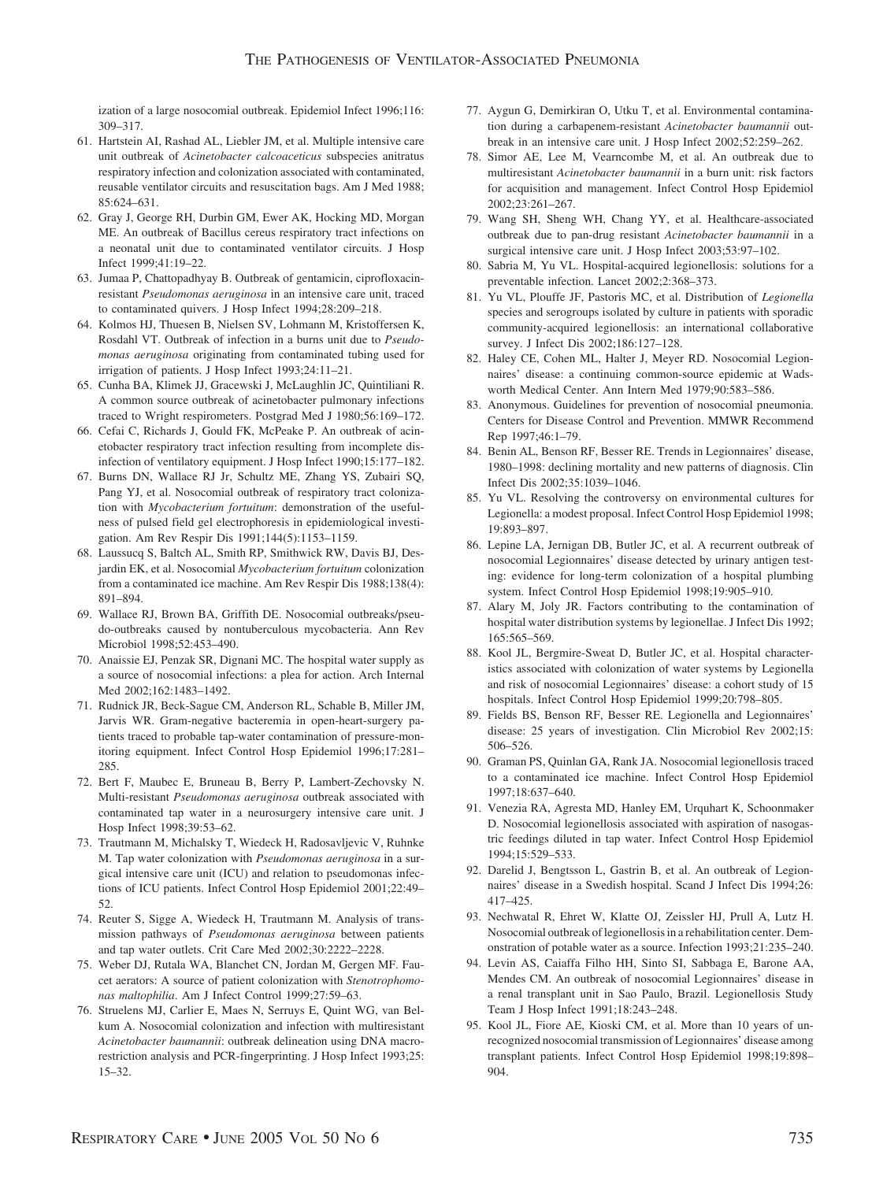ization of a large nosocomial outbreak. Epidemiol Infect 1996;116: 309–317.

61. Hartstein AI, Rashad AL, Liebler JM, et al. Multiple intensive care unit outbreak of *Acinetobacter calcoaceticus* subspecies anitratus respiratory infection and colonization associated with contaminated, reusable ventilator circuits and resuscitation bags. Am J Med 1988; 85:624–631.
62. Gray J, George RH, Durbin GM, Ewer AK, Hocking MD, Morgan ME. An outbreak of Bacillus cereus respiratory tract infections on a neonatal unit due to contaminated ventilator circuits. J Hosp Infect 1999;41:19–22.
63. Jumaa P, Chattopadhyay B. Outbreak of gentamicin, ciprofloxacin-resistant *Pseudomonas aeruginosa* in an intensive care unit, traced to contaminated quivers. J Hosp Infect 1994;28:209–218.
64. Kolmos HJ, Thuesen B, Nielsen SV, Lohmann M, Kristoffersen K, Rosdahl VT. Outbreak of infection in a burns unit due to *Pseudomonas aeruginosa* originating from contaminated tubing used for irrigation of patients. J Hosp Infect 1993;24:11–21.
65. Cunha BA, Klimek JJ, Gracewski J, McLaughlin JC, Quintiliani R. A common source outbreak of acinetobacter pulmonary infections traced to Wright respirometers. Postgrad Med J 1980;56:169–172.
66. Cefai C, Richards J, Gould FK, McPeake P. An outbreak of acinetobacter respiratory tract infection resulting from incomplete disinfection of ventilatory equipment. J Hosp Infect 1990;15:177–182.
67. Burns DN, Wallace RJ Jr, Schultz ME, Zhang YS, Zubairi SQ, Pang YJ, et al. Nosocomial outbreak of respiratory tract colonization with *Mycobacterium fortuitum*: demonstration of the usefulness of pulsed field gel electrophoresis in epidemiological investigation. Am Rev Respir Dis 1991;144(5):1153–1159.
68. Laussucq S, Baltch AL, Smith RP, Smithwick RW, Davis BJ, Desjardin EK, et al. Nosocomial *Mycobacterium fortuitum* colonization from a contaminated ice machine. Am Rev Respir Dis 1988;138(4): 891–894.
69. Wallace RJ, Brown BA, Griffith DE. Nosocomial outbreaks/pseudo-outbreaks caused by nontuberculous mycobacteria. Ann Rev Microbiol 1998;52:453–490.
70. Anaissie EJ, Penzak SR, Dignani MC. The hospital water supply as a source of nosocomial infections: a plea for action. Arch Internal Med 2002;162:1483–1492.
71. Rudnick JR, Beck-Sague CM, Anderson RL, Schable B, Miller JM, Jarvis WR. Gram-negative bacteremia in open-heart-surgery patients traced to probable tap-water contamination of pressure-monitoring equipment. Infect Control Hosp Epidemiol 1996;17:281–285.
72. Bert F, Maubec E, Bruneau B, Berry P, Lambert-Zechovsky N. Multi-resistant *Pseudomonas aeruginosa* outbreak associated with contaminated tap water in a neurosurgery intensive care unit. J Hosp Infect 1998;39:53–62.
73. Trautmann M, Michalsky T, Wiedeck H, Radosavljevic V, Ruhnke M. Tap water colonization with *Pseudomonas aeruginosa* in a surgical intensive care unit (ICU) and relation to pseudomonas infections of ICU patients. Infect Control Hosp Epidemiol 2001;22:49–52.
74. Reuter S, Sigge A, Wiedeck H, Trautmann M. Analysis of transmission pathways of *Pseudomonas aeruginosa* between patients and tap water outlets. Crit Care Med 2002;30:2222–2228.
75. Weber DJ, Rutala WA, Blanchet CN, Jordan M, Gergen MF. Faucet aerators: A source of patient colonization with *Stenotrophomonas maltophilia*. Am J Infect Control 1999;27:59–63.
76. Struelens MJ, Carlier E, Maes N, Serruys E, Quint WG, van Belkum A. Nosocomial colonization and infection with multiresistant *Acinetobacter baumannii*: outbreak delineation using DNA macrorestriction analysis and PCR-fingerprinting. J Hosp Infect 1993;25: 15–32.
77. Aygun G, Demirkiran O, Utku T, et al. Environmental contamination during a carbapenem-resistant *Acinetobacter baumannii* outbreak in an intensive care unit. J Hosp Infect 2002;52:259–262.
78. Simor AE, Lee M, Vearncombe M, et al. An outbreak due to multiresistant *Acinetobacter baumannii* in a burn unit: risk factors for acquisition and management. Infect Control Hosp Epidemiol 2002;23:261–267.
79. Wang SH, Sheng WH, Chang YY, et al. Healthcare-associated outbreak due to pan-drug resistant *Acinetobacter baumannii* in a surgical intensive care unit. J Hosp Infect 2003;53:97–102.
80. Sabria M, Yu VL. Hospital-acquired legionellosis: solutions for a preventable infection. Lancet 2002;2:368–373.
81. Yu VL, Plouffe JF, Pastoris MC, et al. Distribution of *Legionella* species and serogroups isolated by culture in patients with sporadic community-acquired legionellosis: an international collaborative survey. J Infect Dis 2002;186:127–128.
82. Haley CE, Cohen ML, Halter J, Meyer RD. Nosocomial Legionnaires' disease: a continuing common-source epidemic at Wadsworth Medical Center. Ann Intern Med 1979;90:583–586.
83. Anonymous. Guidelines for prevention of nosocomial pneumonia. Centers for Disease Control and Prevention. MMWR Recommend Rep 1997;46:1–79.
84. Benin AL, Benson RF, Besser RE. Trends in Legionnaires' disease, 1980–1998: declining mortality and new patterns of diagnosis. Clin Infect Dis 2002;35:1039–1046.
85. Yu VL. Resolving the controversy on environmental cultures for Legionella: a modest proposal. Infect Control Hosp Epidemiol 1998; 19:893–897.
86. Lepine LA, Jernigan DB, Butler JC, et al. A recurrent outbreak of nosocomial Legionnaires' disease detected by urinary antigen testing: evidence for long-term colonization of a hospital plumbing system. Infect Control Hosp Epidemiol 1998;19:905–910.
87. Alary M, Joly JR. Factors contributing to the contamination of hospital water distribution systems by legionellae. J Infect Dis 1992; 165:565–569.
88. Kool JL, Bergmire-Sweat D, Butler JC, et al. Hospital characteristics associated with colonization of water systems by Legionella and risk of nosocomial Legionnaires' disease: a cohort study of 15 hospitals. Infect Control Hosp Epidemiol 1999;20:798–805.
89. Fields BS, Benson RF, Besser RE. Legionella and Legionnaires' disease: 25 years of investigation. Clin Microbiol Rev 2002;15: 506–526.
90. Graman PS, Quinlan GA, Rank JA. Nosocomial legionellosis traced to a contaminated ice machine. Infect Control Hosp Epidemiol 1997;18:637–640.
91. Venezia RA, Agresta MD, Hanley EM, Urquhart K, Schoonmaker D. Nosocomial legionellosis associated with aspiration of nasogastric feedings diluted in tap water. Infect Control Hosp Epidemiol 1994;15:529–533.
92. Darelid J, Bengtsson L, Gastrin B, et al. An outbreak of Legionnaires' disease in a Swedish hospital. Scand J Infect Dis 1994;26: 417–425.
93. Nechwatal R, Ehret W, Klatte OJ, Zeissler HJ, Prull A, Lutz H. Nosocomial outbreak of legionellosis in a rehabilitation center. Demonstration of potable water as a source. Infection 1993;21:235–240.
94. Levin AS, Caiaffa Filho HH, Sinto SI, Sabbaga E, Barone AA, Mendes CM. An outbreak of nosocomial Legionnaires' disease in a renal transplant unit in Sao Paulo, Brazil. Legionellosis Study Team J Hosp Infect 1991;18:243–248.
95. Kool JL, Fiore AE, Kioski CM, et al. More than 10 years of unrecognized nosocomial transmission of Legionnaires' disease among transplant patients. Infect Control Hosp Epidemiol 1998;19:898–904.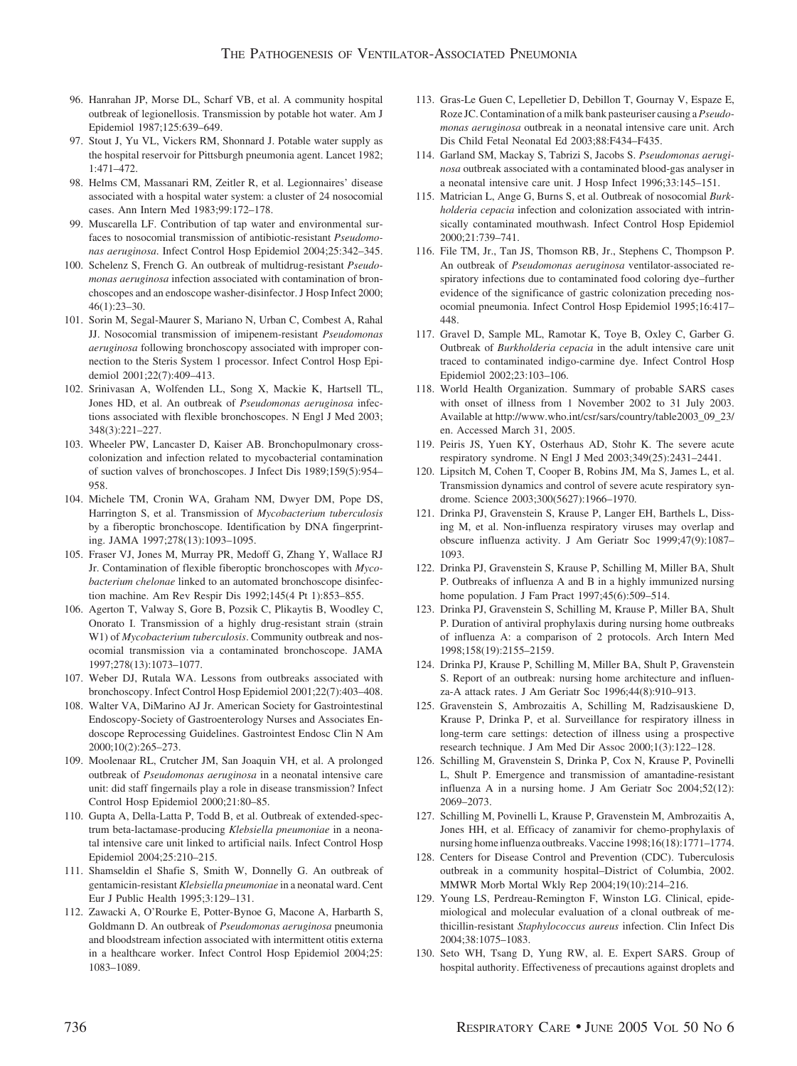96. Hanrahan JP, Morse DL, Scharf VB, et al. A community hospital outbreak of legionellosis. Transmission by potable hot water. Am J Epidemiol 1987;125:639–649.
97. Stout J, Yu VL, Vickers RM, Shonnard J. Potable water supply as the hospital reservoir for Pittsburgh pneumonia agent. Lancet 1982; 1:471–472.
98. Helms CM, Massanari RM, Zeitler R, et al. Legionnaires' disease associated with a hospital water system: a cluster of 24 nosocomial cases. Ann Intern Med 1983;99:172–178.
99. Muscarella LF. Contribution of tap water and environmental surfaces to nosocomial transmission of antibiotic-resistant *Pseudomonas aeruginosa*. Infect Control Hosp Epidemiol 2004;25:342–345.
100. Schelenz S, French G. An outbreak of multidrug-resistant *Pseudomonas aeruginosa* infection associated with contamination of bronchoscopes and an endoscope washer-disinfector. J Hosp Infect 2000; 46(1):23–30.
101. Sorin M, Segal-Maurer S, Mariano N, Urban C, Combest A, Rahal JJ. Nosocomial transmission of imipenem-resistant *Pseudomonas aeruginosa* following bronchoscopy associated with improper connection to the Steris System 1 processor. Infect Control Hosp Epidemiol 2001;22(7):409–413.
102. Srinivasan A, Wolfenden LL, Song X, Mackie K, Hartsell TL, Jones HD, et al. An outbreak of *Pseudomonas aeruginosa* infections associated with flexible bronchoscopes. N Engl J Med 2003; 348(3):221–227.
103. Wheeler PW, Lancaster D, Kaiser AB. Bronchopulmonary cross-colonization and infection related to mycobacterial contamination of suction valves of bronchoscopes. J Infect Dis 1989;159(5):954–958.
104. Michele TM, Cronin WA, Graham NM, Dwyer DM, Pope DS, Harrington S, et al. Transmission of *Mycobacterium tuberculosis* by a fiberoptic bronchoscope. Identification by DNA fingerprinting. JAMA 1997;278(13):1093–1095.
105. Fraser VJ, Jones M, Murray PR, Medoff G, Zhang Y, Wallace RJ Jr. Contamination of flexible fiberoptic bronchoscopes with *Mycobacterium chelonae* linked to an automated bronchoscope disinfection machine. Am Rev Respir Dis 1992;145(4 Pt 1):853–855.
106. Agerton T, Valway S, Gore B, Pozsik C, Plikaytis B, Woodley C, Onorato I. Transmission of a highly drug-resistant strain (strain W1) of *Mycobacterium tuberculosis*. Community outbreak and nosocomial transmission via a contaminated bronchoscope. JAMA 1997;278(13):1073–1077.
107. Weber DJ, Rutala WA. Lessons from outbreaks associated with bronchoscopy. Infect Control Hosp Epidemiol 2001;22(7):403–408.
108. Walter VA, DiMarino AJ Jr. American Society for Gastrointestinal Endoscopy-Society of Gastroenterology Nurses and Associates Endoscope Reprocessing Guidelines. Gastrointest Endosc Clin N Am 2000;10(2):265–273.
109. Moolenaar RL, Crutcher JM, San Joaquin VH, et al. A prolonged outbreak of *Pseudomonas aeruginosa* in a neonatal intensive care unit: did staff fingernails play a role in disease transmission? Infect Control Hosp Epidemiol 2000;21:80–85.
110. Gupta A, Della-Latta P, Todd B, et al. Outbreak of extended-spectrum beta-lactamase-producing *Klebsiella pneumoniae* in a neonatal intensive care unit linked to artificial nails. Infect Control Hosp Epidemiol 2004;25:210–215.
111. Shamseldin el Shafie S, Smith W, Donnelly G. An outbreak of gentamicin-resistant *Klebsiella pneumoniae* in a neonatal ward. Cent Eur J Public Health 1995;3:129–131.
112. Zawacki A, O'Rourke E, Potter-Bynoe G, Macone A, Harbarth S, Goldmann D. An outbreak of *Pseudomonas aeruginosa* pneumonia and bloodstream infection associated with intermittent otitis externa in a healthcare worker. Infect Control Hosp Epidemiol 2004;25: 1083–1089.
113. Gras-Le Guen C, Lepelletier D, Debillon T, Gournay V, Espaze E, Roze JC. Contamination of a milk bank pasteuriser causing a *Pseudomonas aeruginosa* outbreak in a neonatal intensive care unit. Arch Dis Child Fetal Neonatal Ed 2003;88:F434–F435.
114. Garland SM, Mackay S, Tabrizi S, Jacobs S. *Pseudomonas aeruginosa* outbreak associated with a contaminated blood-gas analyser in a neonatal intensive care unit. J Hosp Infect 1996;33:145–151.
115. Matrician L, Ange G, Burns S, et al. Outbreak of nosocomial *Burkholderia cepacia* infection and colonization associated with intrinsically contaminated mouthwash. Infect Control Hosp Epidemiol 2000;21:739–741.
116. File TM, Jr., Tan JS, Thomson RB, Jr., Stephens C, Thompson P. An outbreak of *Pseudomonas aeruginosa* ventilator-associated respiratory infections due to contaminated food coloring dye–further evidence of the significance of gastric colonization preceding nosocomial pneumonia. Infect Control Hosp Epidemiol 1995;16:417–448.
117. Gravel D, Sample ML, Ramotar K, Toye B, Oxley C, Garber G. Outbreak of *Burkholderia cepacia* in the adult intensive care unit traced to contaminated indigo-carmine dye. Infect Control Hosp Epidemiol 2002;23:103–106.
118. World Health Organization. Summary of probable SARS cases with onset of illness from 1 November 2002 to 31 July 2003. Available at http://www.who.int/csr/sars/country/table2003_09_23/en. Accessed March 31, 2005.
119. Peiris JS, Yuen KY, Osterhaus AD, Stohr K. The severe acute respiratory syndrome. N Engl J Med 2003;349(25):2431–2441.
120. Lipsitch M, Cohen T, Cooper B, Robins JM, Ma S, James L, et al. Transmission dynamics and control of severe acute respiratory syndrome. Science 2003;300(5627):1966–1970.
121. Drinka PJ, Gravenstein S, Krause P, Langer EH, Barthels L, Dissing M, et al. Non-influenza respiratory viruses may overlap and obscure influenza activity. J Am Geriatr Soc 1999;47(9):1087–1093.
122. Drinka PJ, Gravenstein S, Krause P, Schilling M, Miller BA, Shult P. Outbreaks of influenza A and B in a highly immunized nursing home population. J Fam Pract 1997;45(6):509–514.
123. Drinka PJ, Gravenstein S, Schilling M, Krause P, Miller BA, Shult P. Duration of antiviral prophylaxis during nursing home outbreaks of influenza A: a comparison of 2 protocols. Arch Intern Med 1998;158(19):2155–2159.
124. Drinka PJ, Krause P, Schilling M, Miller BA, Shult P, Gravenstein S. Report of an outbreak: nursing home architecture and influenza-A attack rates. J Am Geriatr Soc 1996;44(8):910–913.
125. Gravenstein S, Ambrozaitis A, Schilling M, Radzisauskiene D, Krause P, Drinka P, et al. Surveillance for respiratory illness in long-term care settings: detection of illness using a prospective research technique. J Am Med Dir Assoc 2000;1(3):122–128.
126. Schilling M, Gravenstein S, Drinka P, Cox N, Krause P, Povinelli L, Shult P. Emergence and transmission of amantadine-resistant influenza A in a nursing home. J Am Geriatr Soc 2004;52(12): 2069–2073.
127. Schilling M, Povinelli L, Krause P, Gravenstein M, Ambrozaitis A, Jones HH, et al. Efficacy of zanamivir for chemo-prophylaxis of nursing home influenza outbreaks. Vaccine 1998;16(18):1771–1774.
128. Centers for Disease Control and Prevention (CDC). Tuberculosis outbreak in a community hospital–District of Columbia, 2002. MMWR Morb Mortal Wkly Rep 2004;19(10):214–216.
129. Young LS, Perdreau-Remington F, Winston LG. Clinical, epidemiological and molecular evaluation of a clonal outbreak of methicillin-resistant *Staphylococcus aureus* infection. Clin Infect Dis 2004;38:1075–1083.
130. Seto WH, Tsang D, Yung RW, al. E. Expert SARS. Group of hospital authority. Effectiveness of precautions against droplets and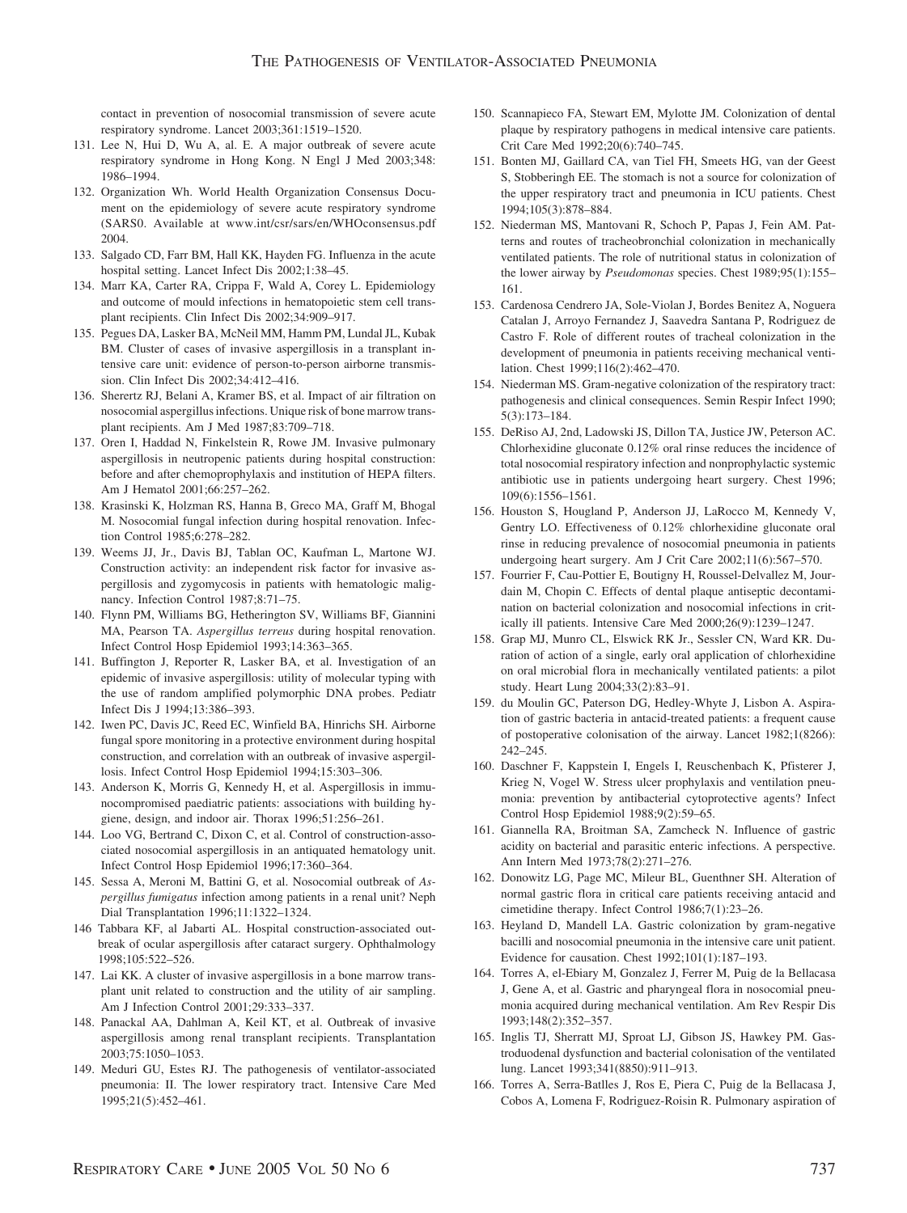contact in prevention of nosocomial transmission of severe acute respiratory syndrome. Lancet 2003;361:1519–1520.

131. Lee N, Hui D, Wu A, al. E. A major outbreak of severe acute respiratory syndrome in Hong Kong. N Engl J Med 2003;348: 1986–1994.
132. Organization Wh. World Health Organization Consensus Document on the epidemiology of severe acute respiratory syndrome (SARS0. Available at www.int/csr/sars/en/WHOconsensus.pdf 2004.
133. Salgado CD, Farr BM, Hall KK, Hayden FG. Influenza in the acute hospital setting. Lancet Infect Dis 2002;1:38–45.
134. Marr KA, Carter RA, Crippa F, Wald A, Corey L. Epidemiology and outcome of mould infections in hematopoietic stem cell transplant recipients. Clin Infect Dis 2002;34:909–917.
135. Pegues DA, Lasker BA, McNeil MM, Hamm PM, Lundal JL, Kubak BM. Cluster of cases of invasive aspergillosis in a transplant intensive care unit: evidence of person-to-person airborne transmission. Clin Infect Dis 2002;34:412–416.
136. Sherertz RJ, Belani A, Kramer BS, et al. Impact of air filtration on nosocomial aspergillus infections. Unique risk of bone marrow transplant recipients. Am J Med 1987;83:709–718.
137. Oren I, Haddad N, Finkelstein R, Rowe JM. Invasive pulmonary aspergillosis in neutropenic patients during hospital construction: before and after chemoprophylaxis and institution of HEPA filters. Am J Hematol 2001;66:257–262.
138. Krasinski K, Holzman RS, Hanna B, Greco MA, Graff M, Bhogal M. Nosocomial fungal infection during hospital renovation. Infection Control 1985;6:278–282.
139. Weems JJ, Jr., Davis BJ, Tablan OC, Kaufman L, Martone WJ. Construction activity: an independent risk factor for invasive aspergillosis and zygomycosis in patients with hematologic malignancy. Infection Control 1987;8:71–75.
140. Flynn PM, Williams BG, Hetherington SV, Williams BF, Giannini MA, Pearson TA. *Aspergillus terreus* during hospital renovation. Infect Control Hosp Epidemiol 1993;14:363–365.
141. Buffington J, Reporter R, Lasker BA, et al. Investigation of an epidemic of invasive aspergillosis: utility of molecular typing with the use of random amplified polymorphic DNA probes. Pediatr Infect Dis J 1994;13:386–393.
142. Iwen PC, Davis JC, Reed EC, Winfield BA, Hinrichs SH. Airborne fungal spore monitoring in a protective environment during hospital construction, and correlation with an outbreak of invasive aspergillosis. Infect Control Hosp Epidemiol 1994;15:303–306.
143. Anderson K, Morris G, Kennedy H, et al. Aspergillosis in immunocompromised paediatric patients: associations with building hygiene, design, and indoor air. Thorax 1996;51:256–261.
144. Loo VG, Bertrand C, Dixon C, et al. Control of construction-associated nosocomial aspergillosis in an antiquated hematology unit. Infect Control Hosp Epidemiol 1996;17:360–364.
145. Sessa A, Meroni M, Battini G, et al. Nosocomial outbreak of *Aspergillus fumigatus* infection among patients in a renal unit? Neph Dial Transplantation 1996;11:1322–1324.
146 Tabbara KF, al Jabarti AL. Hospital construction-associated outbreak of ocular aspergillosis after cataract surgery. Ophthalmology 1998;105:522–526.
147. Lai KK. A cluster of invasive aspergillosis in a bone marrow transplant unit related to construction and the utility of air sampling. Am J Infection Control 2001;29:333–337.
148. Panackal AA, Dahlman A, Keil KT, et al. Outbreak of invasive aspergillosis among renal transplant recipients. Transplantation 2003;75:1050–1053.
149. Meduri GU, Estes RJ. The pathogenesis of ventilator-associated pneumonia: II. The lower respiratory tract. Intensive Care Med 1995;21(5):452–461.
150. Scannapieco FA, Stewart EM, Mylotte JM. Colonization of dental plaque by respiratory pathogens in medical intensive care patients. Crit Care Med 1992;20(6):740–745.
151. Bonten MJ, Gaillard CA, van Tiel FH, Smeets HG, van der Geest S, Stobberingh EE. The stomach is not a source for colonization of the upper respiratory tract and pneumonia in ICU patients. Chest 1994;105(3):878–884.
152. Niederman MS, Mantovani R, Schoch P, Papas J, Fein AM. Patterns and routes of tracheobronchial colonization in mechanically ventilated patients. The role of nutritional status in colonization of the lower airway by *Pseudomonas* species. Chest 1989;95(1):155–161.
153. Cardenosa Cendrero JA, Sole-Violan J, Bordes Benitez A, Noguera Catalan J, Arroyo Fernandez J, Saavedra Santana P, Rodriguez de Castro F. Role of different routes of tracheal colonization in the development of pneumonia in patients receiving mechanical ventilation. Chest 1999;116(2):462–470.
154. Niederman MS. Gram-negative colonization of the respiratory tract: pathogenesis and clinical consequences. Semin Respir Infect 1990; 5(3):173–184.
155. DeRiso AJ, 2nd, Ladowski JS, Dillon TA, Justice JW, Peterson AC. Chlorhexidine gluconate 0.12% oral rinse reduces the incidence of total nosocomial respiratory infection and nonprophylactic systemic antibiotic use in patients undergoing heart surgery. Chest 1996; 109(6):1556–1561.
156. Houston S, Hougland P, Anderson JJ, LaRocco M, Kennedy V, Gentry LO. Effectiveness of 0.12% chlorhexidine gluconate oral rinse in reducing prevalence of nosocomial pneumonia in patients undergoing heart surgery. Am J Crit Care 2002;11(6):567–570.
157. Fourrier F, Cau-Pottier E, Boutigny H, Roussel-Delvallez M, Jourdain M, Chopin C. Effects of dental plaque antiseptic decontamination on bacterial colonization and nosocomial infections in critically ill patients. Intensive Care Med 2000;26(9):1239–1247.
158. Grap MJ, Munro CL, Elswick RK Jr., Sessler CN, Ward KR. Duration of action of a single, early oral application of chlorhexidine on oral microbial flora in mechanically ventilated patients: a pilot study. Heart Lung 2004;33(2):83–91.
159. du Moulin GC, Paterson DG, Hedley-Whyte J, Lisbon A. Aspiration of gastric bacteria in antacid-treated patients: a frequent cause of postoperative colonisation of the airway. Lancet 1982;1(8266): 242–245.
160. Daschner F, Kappstein I, Engels I, Reuschenbach K, Pfisterer J, Krieg N, Vogel W. Stress ulcer prophylaxis and ventilation pneumonia: prevention by antibacterial cytoprotective agents? Infect Control Hosp Epidemiol 1988;9(2):59–65.
161. Giannella RA, Broitman SA, Zamcheck N. Influence of gastric acidity on bacterial and parasitic enteric infections. A perspective. Ann Intern Med 1973;78(2):271–276.
162. Donowitz LG, Page MC, Mileur BL, Guenthner SH. Alteration of normal gastric flora in critical care patients receiving antacid and cimetidine therapy. Infect Control 1986;7(1):23–26.
163. Heyland D, Mandell LA. Gastric colonization by gram-negative bacilli and nosocomial pneumonia in the intensive care unit patient. Evidence for causation. Chest 1992;101(1):187–193.
164. Torres A, el-Ebiary M, Gonzalez J, Ferrer M, Puig de la Bellacasa J, Gene A, et al. Gastric and pharyngeal flora in nosocomial pneumonia acquired during mechanical ventilation. Am Rev Respir Dis 1993;148(2):352–357.
165. Inglis TJ, Sherratt MJ, Sproat LJ, Gibson JS, Hawkey PM. Gastroduodenal dysfunction and bacterial colonisation of the ventilated lung. Lancet 1993;341(8850):911–913.
166. Torres A, Serra-Batlles J, Ros E, Piera C, Puig de la Bellacasa J, Cobos A, Lomena F, Rodriguez-Roisin R. Pulmonary aspiration of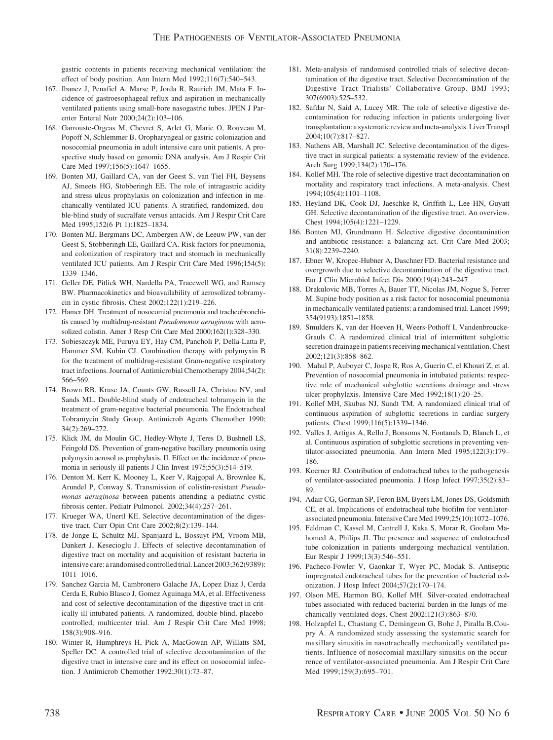gastric contents in patients receiving mechanical ventilation: the effect of body position. Ann Intern Med 1992;116(7):540–543.

167. Ibanez J, Penafiel A, Marse P, Jorda R, Raurich JM, Mata F. Incidence of gastroesophageal reflux and aspiration in mechanically ventilated patients using small-bore nasogastric tubes. JPEN J Parenter Enteral Nutr 2000;24(2):103–106.
168. Garrouste-Orgeas M, Chevret S, Arlet G, Marie O, Rouveau M, Popoff N, Schlemmer B. Oropharyngeal or gastric colonization and nosocomial pneumonia in adult intensive care unit patients. A prospective study based on genomic DNA analysis. Am J Respir Crit Care Med 1997;156(5):1647–1655.
169. Bonten MJ, Gaillard CA, van der Geest S, van Tiel FH, Beysens AJ, Smeets HG, Stobberingh EE. The role of intragastric acidity and stress ulcus prophylaxis on colonization and infection in mechanically ventilated ICU patients. A stratified, randomized, double-blind study of sucralfate versus antacids. Am J Respir Crit Care Med 1995;152(6 Pt 1):1825–1834.
170. Bonten MJ, Bergmans DC, Ambergen AW, de Leeuw PW, van der Geest S, Stobberingh EE, Gaillard CA. Risk factors for pneumonia, and colonization of respiratory tract and stomach in mechanically ventilated ICU patients. Am J Respir Crit Care Med 1996;154(5): 1339–1346.
171. Geller DE, Pitlick WH, Nardella PA, Tracewell WG, and Ramsey BW. Pharmacokinetics and bioavailability of aerosolized tobramycin in cystic fibrosis. Chest 2002;122(1):219–226.
172. Hamer DH. Treatment of nosocomial pneumonia and tracheobronchitis caused by multidrug-resistant *Pseudomonas aeruginosa* with aerosolized colistin. Amer J Resp Crit Care Med 2000;162(1):328–330.
173. Sobieszczyk ME, Furuya EY, Hay CM, Pancholi P, Della-Latta P, Hammer SM, Kubin CJ. Combination therapy with polymyxin B for the treatment of multidrug-resistant Gram-negative respiratory tract infections. Journal of Antimicrobial Chemotherapy 2004;54(2): 566–569.
174. Brown RB, Kruse JA, Counts GW, Russell JA, Christou NV, and Sands ML. Double-blind study of endotracheal tobramycin in the treatment of gram-negative bacterial pneumonia. The Endotracheal Tobramycin Study Group. Antimicrob Agents Chemother 1990; 34(2):269–272.
175. Klick JM, du Moulin GC, Hedley-Whyte J, Teres D, Bushnell LS, Feingold DS. Prevention of gram-negative bacillary pneumonia using polymyxin aerosol as prophylaxis. II. Effect on the incidence of pneumonia in seriously ill patients J Clin Invest 1975;55(3):514–519.
176. Denton M, Kerr K, Mooney L, Keer V, Rajgopal A, Brownlee K, Arundel P, Conway S. Transmission of colistin-resistant *Pseudomonas aeruginosa* between patients attending a pediatric cystic fibrosis center. Pediatr Pulmonol. 2002;34(4):257–261.
177. Krueger WA, Unertl KE. Selective decontamination of the digestive tract. Curr Opin Crit Care 2002;8(2):139–144.
178. de Jonge E, Schultz MJ, Spanjaard L, Bossuyt PM, Vroom MB, Dankert J, Kesecioglu J. Effects of selective decontamination of digestive tract on mortality and acquisition of resistant bacteria in intensive care: a randomised controlled trial. Lancet 2003;362(9389): 1011–1016.
179. Sanchez Garcia M, Cambronero Galache JA, Lopez Diaz J, Cerda Cerda E, Rubio Blasco J, Gomez Aguinaga MA, et al. Effectiveness and cost of selective decontamination of the digestive tract in critically ill intubated patients. A randomized, double-blind, placebo-controlled, multicenter trial. Am J Respir Crit Care Med 1998; 158(3):908–916.
180. Winter R, Humphreys H, Pick A, MacGowan AP, Willatts SM, Speller DC. A controlled trial of selective decontamination of the digestive tract in intensive care and its effect on nosocomial infection. J Antimicrob Chemother 1992;30(1):73–87.
181. Meta-analysis of randomised controlled trials of selective decontamination of the digestive tract. Selective Decontamination of the Digestive Tract Trialists' Collaborative Group. BMJ 1993; 307(6903):525–532.
182. Safdar N, Said A, Lucey MR. The role of selective digestive decontamination for reducing infection in patients undergoing liver transplantation: a systematic review and meta-analysis. Liver Transpl 2004;10(7):817–827.
183. Nathens AB, Marshall JC. Selective decontamination of the digestive tract in surgical patients: a systematic review of the evidence. Arch Surg 1999;134(2):170–176.
184. Kollef MH. The role of selective digestive tract decontamination on mortality and respiratory tract infections. A meta-analysis. Chest 1994;105(4):1101–1108.
185. Heyland DK, Cook DJ, Jaeschke R, Griffith L, Lee HN, Guyatt GH. Selective decontamination of the digestive tract. An overview. Chest 1994;105(4):1221–1229.
186. Bonten MJ, Grundmann H. Selective digestive decontamination and antibiotic resistance: a balancing act. Crit Care Med 2003; 31(8):2239–2240.
187. Ebner W, Kropec-Hubner A, Daschner FD. Bacterial resistance and overgrowth due to selective decontamination of the digestive tract. Eur J Clin Microbiol Infect Dis 2000;19(4):243–247.
188. Drakulovic MB, Torres A, Bauer TT, Nicolas JM, Nogue S, Ferrer M. Supine body position as a risk factor for nosocomial pneumonia in mechanically ventilated patients: a randomised trial. Lancet 1999; 354(9193):1851–1858.
189. Smulders K, van der Hoeven H, Weers-Pothoff I, Vandenbroucke-Grauls C. A randomized clinical trial of intermittent subglottic secretion drainage in patients receiving mechanical ventilation. Chest 2002;121(3):858–862.
190. Mahul P, Auboyer C, Jospe R, Ros A, Guerin C, el Khouri Z, et al. Prevention of nosocomial pneumonia in intubated patients: respective role of mechanical subglottic secretions drainage and stress ulcer prophylaxis. Intensive Care Med 1992;18(1):20–25.
191. Kollef MH, Skubas NJ, Sundt TM. A randomized clinical trial of continuous aspiration of subglottic secretions in cardiac surgery patients. Chest 1999;116(5):1339–1346.
192. Valles J, Artigas A, Rello J, Bonsoms N, Fontanals D, Blanch L, et al. Continuous aspiration of subglottic secretions in preventing ventilator-associated pneumonia. Ann Intern Med 1995;122(3):179–186.
193. Koerner RJ. Contribution of endotracheal tubes to the pathogenesis of ventilator-associated pneumonia. J Hosp Infect 1997;35(2):83–89.
194. Adair CG, Gorman SP, Feron BM, Byers LM, Jones DS, Goldsmith CE, et al. Implications of endotracheal tube biofilm for ventilator-associated pneumonia. Intensive Care Med 1999;25(10):1072–1076.
195. Feldman C, Kassel M, Cantrell J, Kaka S, Morar R, Goolam Mahomed A, Philips JI. The presence and sequence of endotracheal tube colonization in patients undergoing mechanical ventilation. Eur Respir J 1999;13(3):546–551.
196. Pacheco-Fowler V, Gaonkar T, Wyer PC, Modak S. Antiseptic impregnated endotracheal tubes for the prevention of bacterial colonization. J Hosp Infect 2004;57(2):170–174.
197. Olson ME, Harmon BG, Kollef MH. Silver-coated endotracheal tubes associated with reduced bacterial burden in the lungs of mechanically ventilated dogs. Chest 2002;121(3):863–870.
198. Holzapfel L, Chastang C, Demingeon G, Bohe J, Piralla B,Coupry A. A randomized study assessing the systematic search for maxillary sinusitis in nasotracheally mechanically ventilated patients. Influence of nosocomial maxillary sinusitis on the occurrence of ventilator-associated pneumonia. Am J Respir Crit Care Med 1999;159(3):695–701.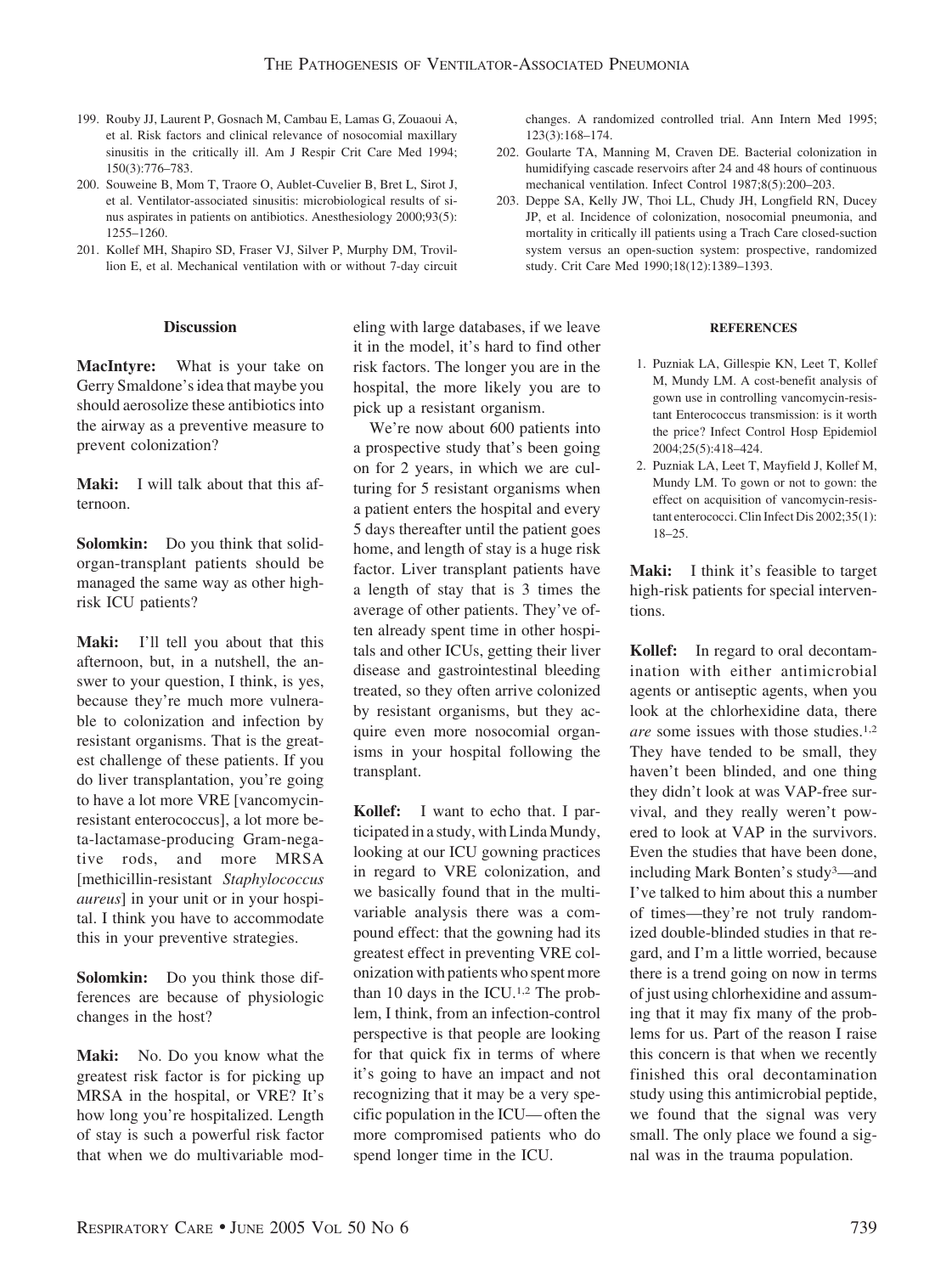199. Rouby JJ, Laurent P, Gosnach M, Cambau E, Lamas G, Zouaoui A, et al. Risk factors and clinical relevance of nosocomial maxillary sinusitis in the critically ill. Am J Respir Crit Care Med 1994; 150(3):776–783.
200. Souweine B, Mom T, Traore O, Aublet-Cuvelier B, Bret L, Sirot J, et al. Ventilator-associated sinusitis: microbiological results of sinus aspirates in patients on antibiotics. Anesthesiology 2000;93(5): 1255–1260.
201. Kollef MH, Shapiro SD, Fraser VJ, Silver P, Murphy DM, Trovillion E, et al. Mechanical ventilation with or without 7-day circuit changes. A randomized controlled trial. Ann Intern Med 1995; 123(3):168–174.
202. Goularte TA, Manning M, Craven DE. Bacterial colonization in humidifying cascade reservoirs after 24 and 48 hours of continuous mechanical ventilation. Infect Control 1987;8(5):200–203.
203. Deppe SA, Kelly JW, Thoi LL, Chudy JH, Longfield RN, Ducey JP, et al. Incidence of colonization, nosocomial pneumonia, and mortality in critically ill patients using a Trach Care closed-suction system versus an open-suction system: prospective, randomized study. Crit Care Med 1990;18(12):1389–1393.

## Discussion

**MacIntyre:** What is your take on Gerry Smaldone's idea that maybe you should aerosolize these antibiotics into the airway as a preventive measure to prevent colonization?

**Maki:** I will talk about that this afternoon.

**Solomkin:** Do you think that solid-organ-transplant patients should be managed the same way as other high-risk ICU patients?

**Maki:** I'll tell you about that this afternoon, but, in a nutshell, the answer to your question, I think, is yes, because they're much more vulnerable to colonization and infection by resistant organisms. That is the greatest challenge of these patients. If you do liver transplantation, you're going to have a lot more VRE [vancomycin-resistant enterococcus], a lot more beta-lactamase-producing Gram-negative rods, and more MRSA [methicillin-resistant *Staphylococcus aureus*] in your unit or in your hospital. I think you have to accommodate this in your preventive strategies.

**Solomkin:** Do you think those differences are because of physiologic changes in the host?

**Maki:** No. Do you know what the greatest risk factor is for picking up MRSA in the hospital, or VRE? It's how long you're hospitalized. Length of stay is such a powerful risk factor that when we do multivariable modeling with large databases, if we leave it in the model, it's hard to find other risk factors. The longer you are in the hospital, the more likely you are to pick up a resistant organism.

We're now about 600 patients into a prospective study that's been going on for 2 years, in which we are culturing for 5 resistant organisms when a patient enters the hospital and every 5 days thereafter until the patient goes home, and length of stay is a huge risk factor. Liver transplant patients have a length of stay that is 3 times the average of other patients. They've often already spent time in other hospitals and other ICUs, getting their liver disease and gastrointestinal bleeding treated, so they often arrive colonized by resistant organisms, but they acquire even more nosocomial organisms in your hospital following the transplant.

**Kollef:** I want to echo that. I participated in a study, with Linda Mundy, looking at our ICU gowning practices in regard to VRE colonization, and we basically found that in the multivariable analysis there was a compound effect: that the gowning had its greatest effect in preventing VRE colonization with patients who spent more than 10 days in the ICU.[1,2] The problem, I think, from an infection-control perspective is that people are looking for that quick fix in terms of where it's going to have an impact and not recognizing that it may be a very specific population in the ICU—often the more compromised patients who do spend longer time in the ICU.

#### REFERENCES

1. Puzniak LA, Gillespie KN, Leet T, Kollef M, Mundy LM. A cost-benefit analysis of gown use in controlling vancomycin-resistant Enterococcus transmission: is it worth the price? Infect Control Hosp Epidemiol 2004;25(5):418–424.
2. Puzniak LA, Leet T, Mayfield J, Kollef M, Mundy LM. To gown or not to gown: the effect on acquisition of vancomycin-resistant enterococci. Clin Infect Dis 2002;35(1): 18–25.

**Maki:** I think it's feasible to target high-risk patients for special interventions.

**Kollef:** In regard to oral decontamination with either antimicrobial agents or antiseptic agents, when you look at the chlorhexidine data, there *are* some issues with those studies.[1,2] They have tended to be small, they haven't been blinded, and one thing they didn't look at was VAP-free survival, and they really weren't powered to look at VAP in the survivors. Even the studies that have been done, including Mark Bonten's study[3]—and I've talked to him about this a number of times—they're not truly randomized double-blinded studies in that regard, and I'm a little worried, because there is a trend going on now in terms of just using chlorhexidine and assuming that it may fix many of the problems for us. Part of the reason I raise this concern is that when we recently finished this oral decontamination study using this antimicrobial peptide, we found that the signal was very small. The only place we found a signal was in the trauma population.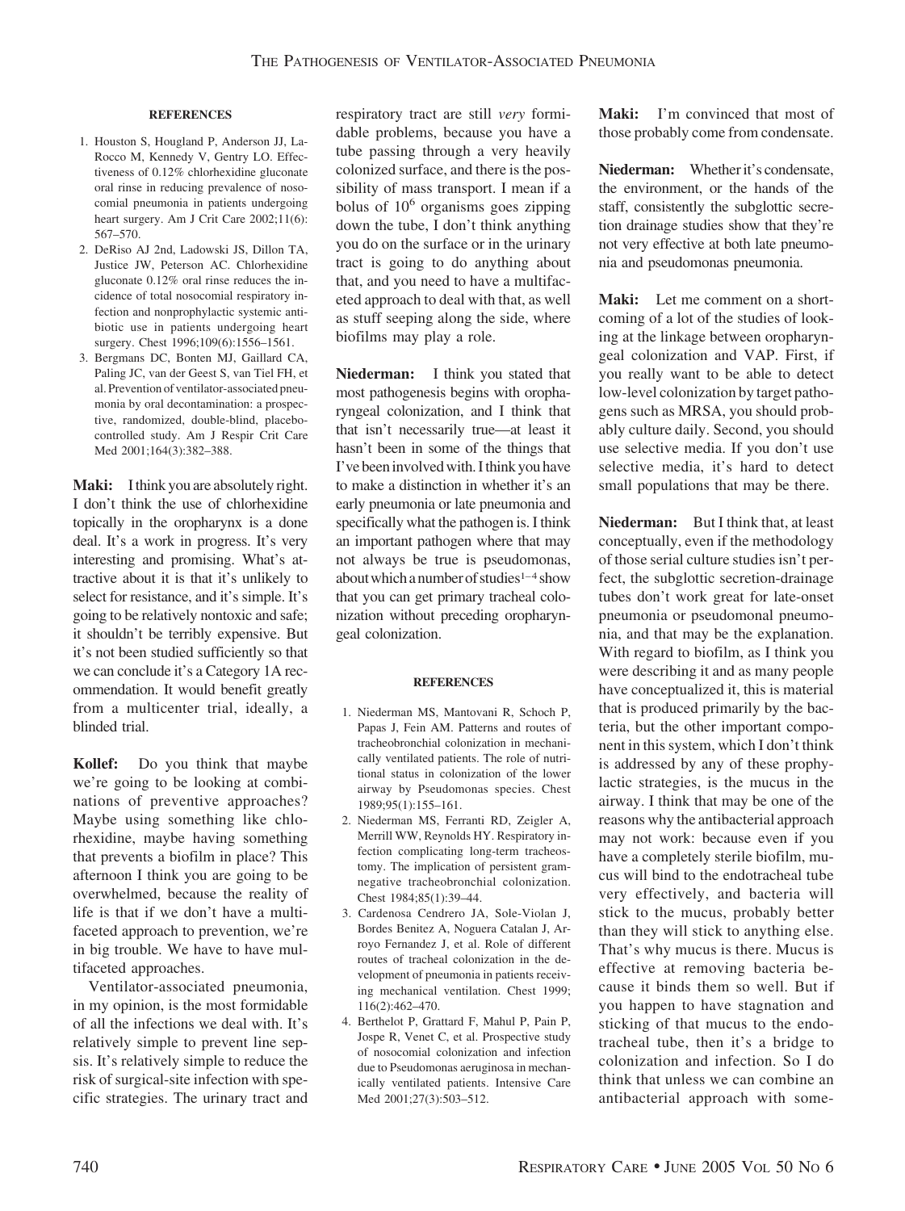#### REFERENCES

1. Houston S, Hougland P, Anderson JJ, LaRocco M, Kennedy V, Gentry LO. Effectiveness of 0.12% chlorhexidine gluconate oral rinse in reducing prevalence of nosocomial pneumonia in patients undergoing heart surgery. Am J Crit Care 2002;11(6): 567–570.
2. DeRiso AJ 2nd, Ladowski JS, Dillon TA, Justice JW, Peterson AC. Chlorhexidine gluconate 0.12% oral rinse reduces the incidence of total nosocomial respiratory infection and nonprophylactic systemic antibiotic use in patients undergoing heart surgery. Chest 1996;109(6):1556–1561.
3. Bergmans DC, Bonten MJ, Gaillard CA, Paling JC, van der Geest S, van Tiel FH, et al. Prevention of ventilator-associated pneumonia by oral decontamination: a prospective, randomized, double-blind, placebo-controlled study. Am J Respir Crit Care Med 2001;164(3):382–388.

**Maki:** I think you are absolutely right. I don't think the use of chlorhexidine topically in the oropharynx is a done deal. It's a work in progress. It's very interesting and promising. What's attractive about it is that it's unlikely to select for resistance, and it's simple. It's going to be relatively nontoxic and safe; it shouldn't be terribly expensive. But it's not been studied sufficiently so that we can conclude it's a Category 1A recommendation. It would benefit greatly from a multicenter trial, ideally, a blinded trial.

**Kollef:** Do you think that maybe we're going to be looking at combinations of preventive approaches? Maybe using something like chlorhexidine, maybe having something that prevents a biofilm in place? This afternoon I think you are going to be overwhelmed, because the reality of life is that if we don't have a multifaceted approach to prevention, we're in big trouble. We have to have multifaceted approaches.

Ventilator-associated pneumonia, in my opinion, is the most formidable of all the infections we deal with. It's relatively simple to prevent line sepsis. It's relatively simple to reduce the risk of surgical-site infection with specific strategies. The urinary tract and respiratory tract are still *very* formidable problems, because you have a tube passing through a very heavily colonized surface, and there is the possibility of mass transport. I mean if a bolus of $10^6$ organisms goes zipping down the tube, I don't think anything you do on the surface or in the urinary tract is going to do anything about that, and you need to have a multifaceted approach to deal with that, as well as stuff seeping along the side, where biofilms may play a role.

**Niederman:** I think you stated that most pathogenesis begins with oropharyngeal colonization, and I think that that isn't necessarily true—at least it hasn't been in some of the things that I've been involved with. I think you have to make a distinction in whether it's an early pneumonia or late pneumonia and specifically what the pathogen is. I think an important pathogen where that may not always be true is pseudomonas, about which a number of studies[1–4] show that you can get primary tracheal colonization without preceding oropharyngeal colonization.

#### REFERENCES

1. Niederman MS, Mantovani R, Schoch P, Papas J, Fein AM. Patterns and routes of tracheobronchial colonization in mechanically ventilated patients. The role of nutritional status in colonization of the lower airway by Pseudomonas species. Chest 1989;95(1):155–161.
2. Niederman MS, Ferranti RD, Zeigler A, Merrill WW, Reynolds HY. Respiratory infection complicating long-term tracheostomy. The implication of persistent gram-negative tracheobronchial colonization. Chest 1984;85(1):39–44.
3. Cardenosa Cendrero JA, Sole-Violan J, Bordes Benitez A, Noguera Catalan J, Arroyo Fernandez J, et al. Role of different routes of tracheal colonization in the development of pneumonia in patients receiving mechanical ventilation. Chest 1999; 116(2):462–470.
4. Berthelot P, Grattard F, Mahul P, Pain P, Jospe R, Venet C, et al. Prospective study of nosocomial colonization and infection due to Pseudomonas aeruginosa in mechanically ventilated patients. Intensive Care Med 2001;27(3):503–512.

**Maki:** I'm convinced that most of those probably come from condensate.

**Niederman:** Whether it's condensate, the environment, or the hands of the staff, consistently the subglottic secretion drainage studies show that they're not very effective at both late pneumonia and pseudomonas pneumonia.

**Maki:** Let me comment on a shortcoming of a lot of the studies of looking at the linkage between oropharyngeal colonization and VAP. First, if you really want to be able to detect low-level colonization by target pathogens such as MRSA, you should probably culture daily. Second, you should use selective media. If you don't use selective media, it's hard to detect small populations that may be there.

**Niederman:** But I think that, at least conceptually, even if the methodology of those serial culture studies isn't perfect, the subglottic secretion-drainage tubes don't work great for late-onset pneumonia or pseudomonal pneumonia, and that may be the explanation. With regard to biofilm, as I think you were describing it and as many people have conceptualized it, this is material that is produced primarily by the bacteria, but the other important component in this system, which I don't think is addressed by any of these prophylactic strategies, is the mucus in the airway. I think that may be one of the reasons why the antibacterial approach may not work: because even if you have a completely sterile biofilm, mucus will bind to the endotracheal tube very effectively, and bacteria will stick to the mucus, probably better than they will stick to anything else. That's why mucus is there. Mucus is effective at removing bacteria because it binds them so well. But if you happen to have stagnation and sticking of that mucus to the endotracheal tube, then it's a bridge to colonization and infection. So I do think that unless we can combine an antibacterial approach with some-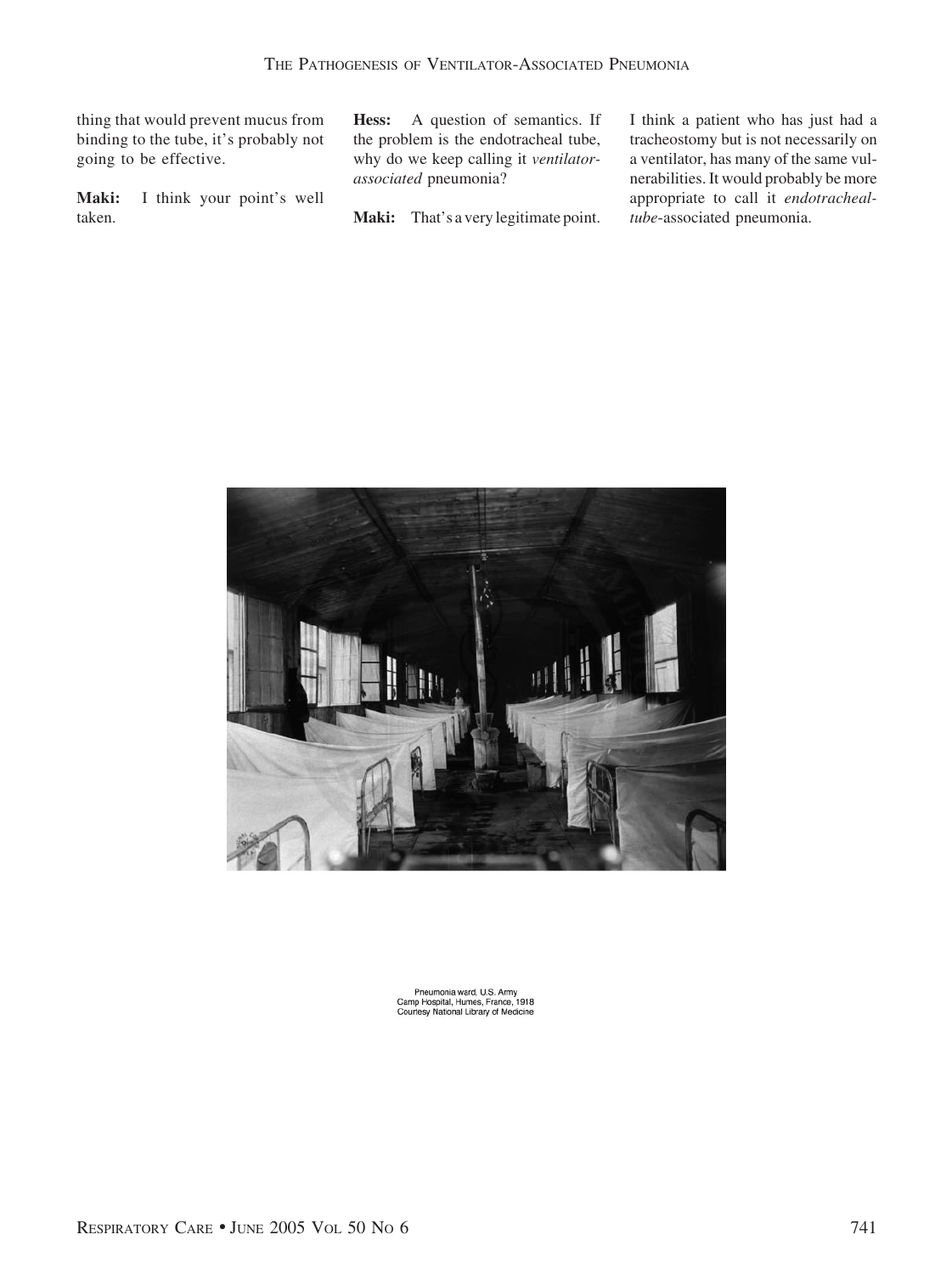thing that would prevent mucus from binding to the tube, it's probably not going to be effective.

**Maki:** I think your point's well taken.

**Hess:** A question of semantics. If the problem is the endotracheal tube, why do we keep calling it *ventilator-associated* pneumonia?

**Maki:** That's a very legitimate point. I think a patient who has just had a tracheostomy but is not necessarily on a ventilator, has many of the same vulnerabilities. It would probably be more appropriate to call it *endotracheal-tube*-associated pneumonia.

Pneumonia ward, U.S. Army
Camp Hospital, Humes, France, 1918
Courtesy National Library of Medicine